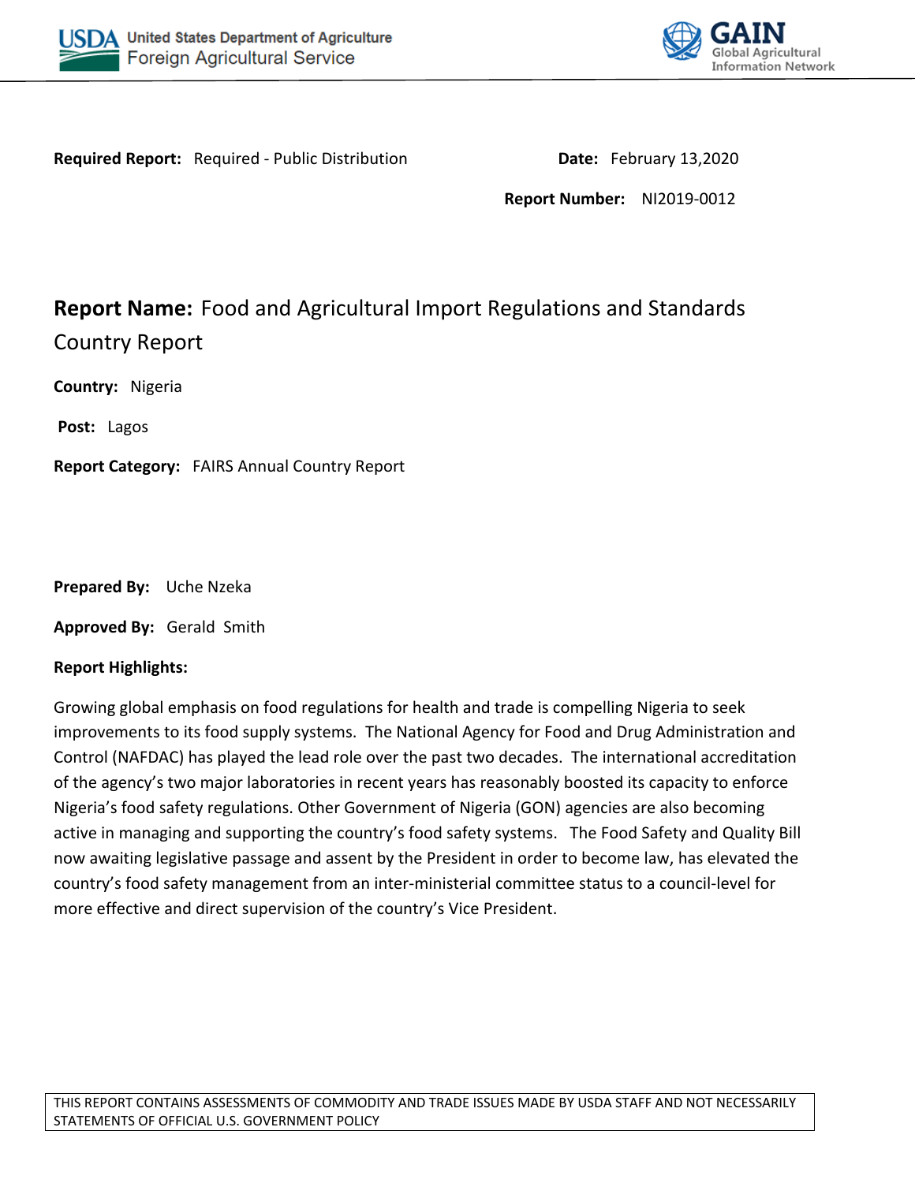**Required Report:** Required - Public Distribution

**Date:** February 13,2020

**Report Number:** NI2019-0012

# **Report Name:** Food and Agricultural Import Regulations and Standards Country Report

**Country:** Nigeria

**Post:** Lagos

**Report Category:** FAIRS Annual Country Report

**Prepared By:** Uche Nzeka

**Approved By:** Gerald Smith

**Report Highlights:**

Growing global emphasis on food regulations for health and trade is compelling Nigeria to seek improvements to its food supply systems. The National Agency for Food and Drug Administration and Control (NAFDAC) has played the lead role over the past two decades. The international accreditation of the agency's two major laboratories in recent years has reasonably boosted its capacity to enforce Nigeria's food safety regulations. Other Government of Nigeria (GON) agencies are also becoming active in managing and supporting the country's food safety systems. The Food Safety and Quality Bill now awaiting legislative passage and assent by the President in order to become law, has elevated the country's food safety management from an inter-ministerial committee status to a council-level for more effective and direct supervision of the country's Vice President.

THIS REPORT CONTAINS ASSESSMENTS OF COMMODITY AND TRADE ISSUES MADE BY USDA STAFF AND NOT NECESSARILY STATEMENTS OF OFFICIAL U.S. GOVERNMENT POLICY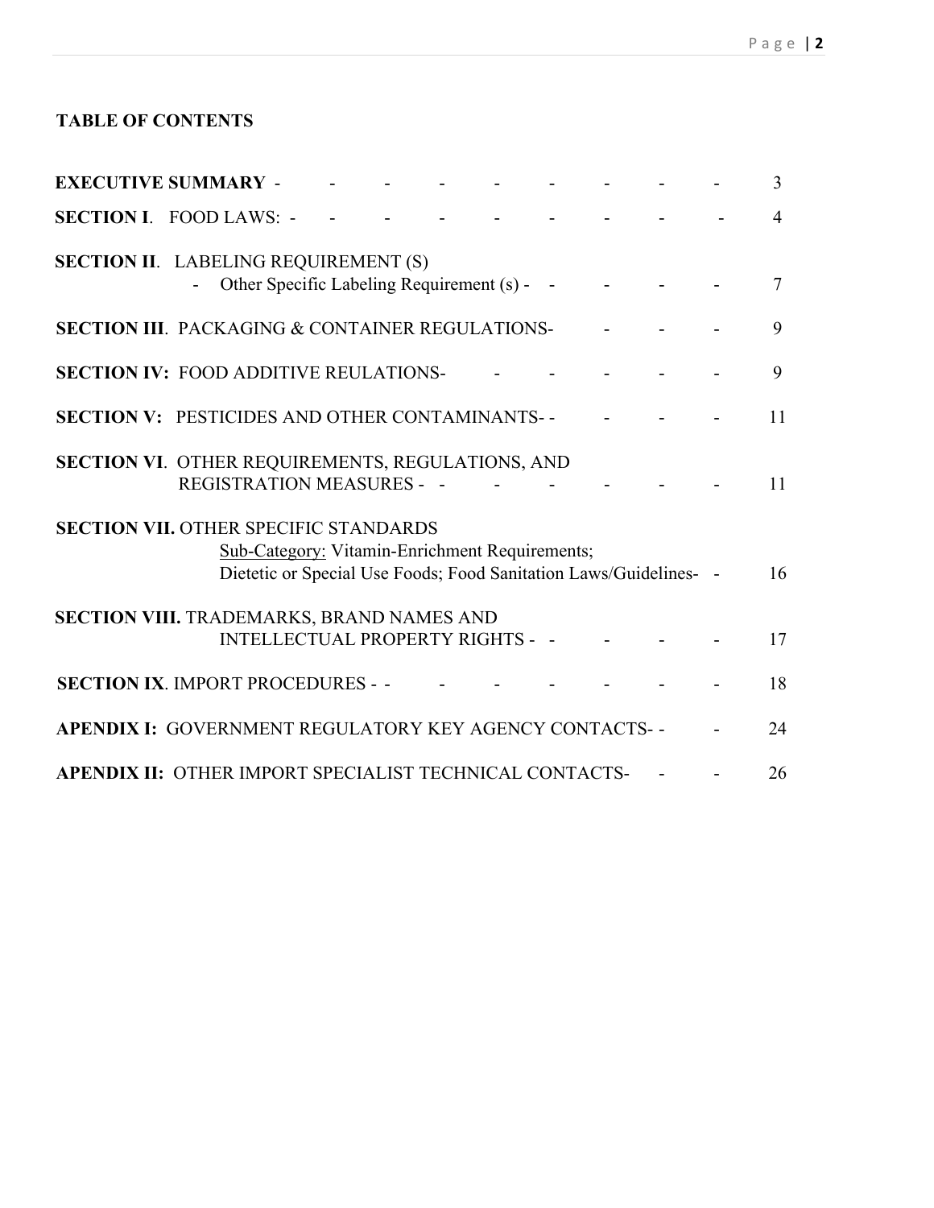## TABLE OF CONTENTS

**EXECUTIVE SUMMARY** - - - - - - - - - - 3

**SECTION I**. FOOD LAWS: - - - - - - - - - - 4

**SECTION II**. LABELING REQUIREMENT (S)
- Other Specific Labeling Requirement (s) - - - - - - 7

**SECTION III**. PACKAGING & CONTAINER REGULATIONS- - - - 9

**SECTION IV:** FOOD ADDITIVE REULATIONS- - - - - - - 9

**SECTION V:** PESTICIDES AND OTHER CONTAMINANTS- - - - - 11

**SECTION VI**. OTHER REQUIREMENTS, REGULATIONS, AND REGISTRATION MEASURES - - - - - - - - 11

**SECTION VII.** OTHER SPECIFIC STANDARDS
Sub-Category: Vitamin-Enrichment Requirements; Dietetic or Special Use Foods; Food Sanitation Laws/Guidelines- - 16

**SECTION VIII.** TRADEMARKS, BRAND NAMES AND INTELLECTUAL PROPERTY RIGHTS - - - - - - 17

**SECTION IX**. IMPORT PROCEDURES - - - - - - - - - 18

**APENDIX I:** GOVERNMENT REGULATORY KEY AGENCY CONTACTS- - - 24

**APENDIX II:** OTHER IMPORT SPECIALIST TECHNICAL CONTACTS- - - 26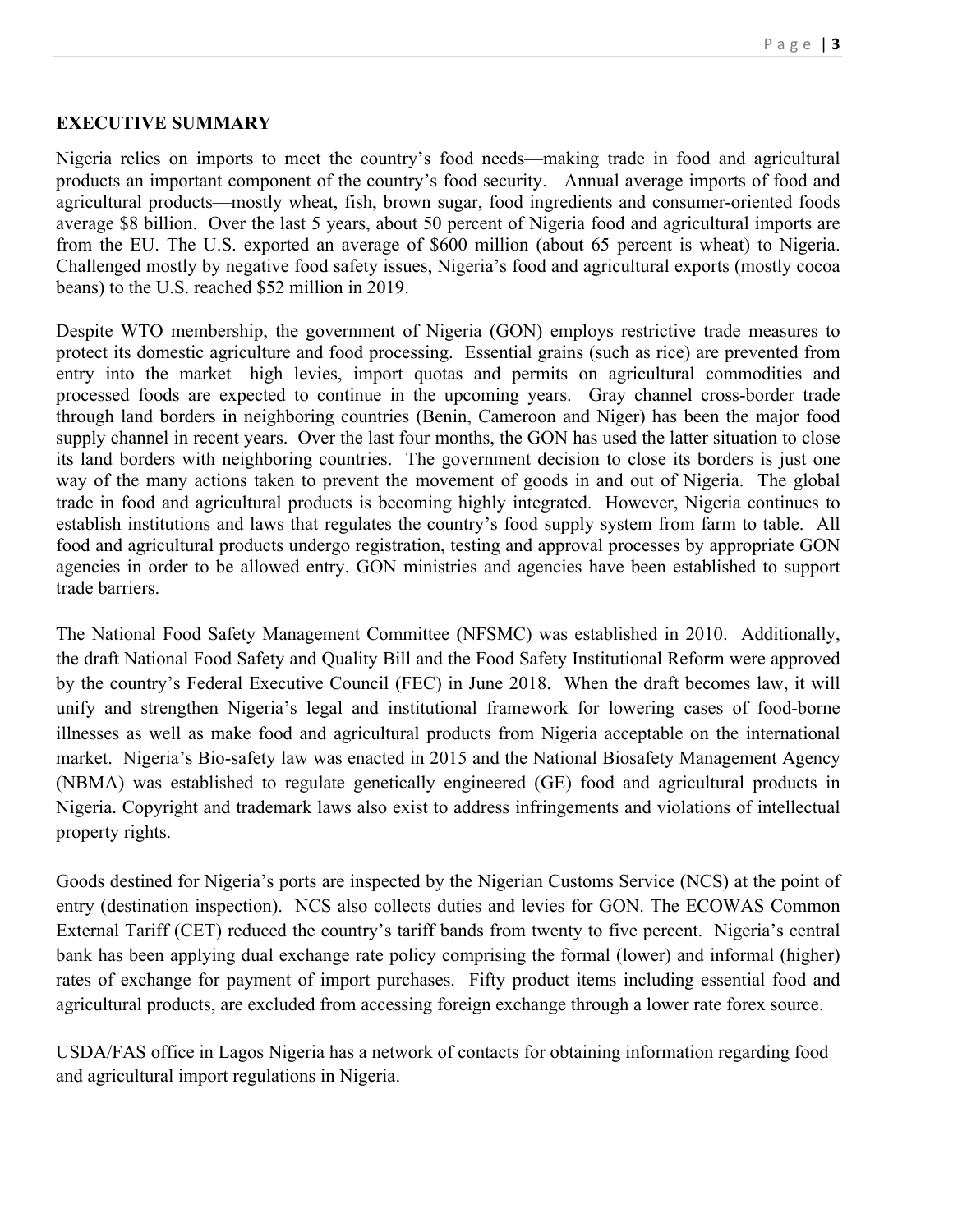## EXECUTIVE SUMMARY

Nigeria relies on imports to meet the country's food needs—making trade in food and agricultural products an important component of the country's food security. Annual average imports of food and agricultural products—mostly wheat, fish, brown sugar, food ingredients and consumer-oriented foods average $8 billion. Over the last 5 years, about 50 percent of Nigeria food and agricultural imports are from the EU. The U.S. exported an average of $600 million (about 65 percent is wheat) to Nigeria. Challenged mostly by negative food safety issues, Nigeria's food and agricultural exports (mostly cocoa beans) to the U.S. reached $52 million in 2019.

Despite WTO membership, the government of Nigeria (GON) employs restrictive trade measures to protect its domestic agriculture and food processing. Essential grains (such as rice) are prevented from entry into the market—high levies, import quotas and permits on agricultural commodities and processed foods are expected to continue in the upcoming years. Gray channel cross-border trade through land borders in neighboring countries (Benin, Cameroon and Niger) has been the major food supply channel in recent years. Over the last four months, the GON has used the latter situation to close its land borders with neighboring countries. The government decision to close its borders is just one way of the many actions taken to prevent the movement of goods in and out of Nigeria. The global trade in food and agricultural products is becoming highly integrated. However, Nigeria continues to establish institutions and laws that regulates the country's food supply system from farm to table. All food and agricultural products undergo registration, testing and approval processes by appropriate GON agencies in order to be allowed entry. GON ministries and agencies have been established to support trade barriers.

The National Food Safety Management Committee (NFSMC) was established in 2010. Additionally, the draft National Food Safety and Quality Bill and the Food Safety Institutional Reform were approved by the country's Federal Executive Council (FEC) in June 2018. When the draft becomes law, it will unify and strengthen Nigeria's legal and institutional framework for lowering cases of food-borne illnesses as well as make food and agricultural products from Nigeria acceptable on the international market. Nigeria's Bio-safety law was enacted in 2015 and the National Biosafety Management Agency (NBMA) was established to regulate genetically engineered (GE) food and agricultural products in Nigeria. Copyright and trademark laws also exist to address infringements and violations of intellectual property rights.

Goods destined for Nigeria's ports are inspected by the Nigerian Customs Service (NCS) at the point of entry (destination inspection). NCS also collects duties and levies for GON. The ECOWAS Common External Tariff (CET) reduced the country's tariff bands from twenty to five percent. Nigeria's central bank has been applying dual exchange rate policy comprising the formal (lower) and informal (higher) rates of exchange for payment of import purchases. Fifty product items including essential food and agricultural products, are excluded from accessing foreign exchange through a lower rate forex source.

USDA/FAS office in Lagos Nigeria has a network of contacts for obtaining information regarding food and agricultural import regulations in Nigeria.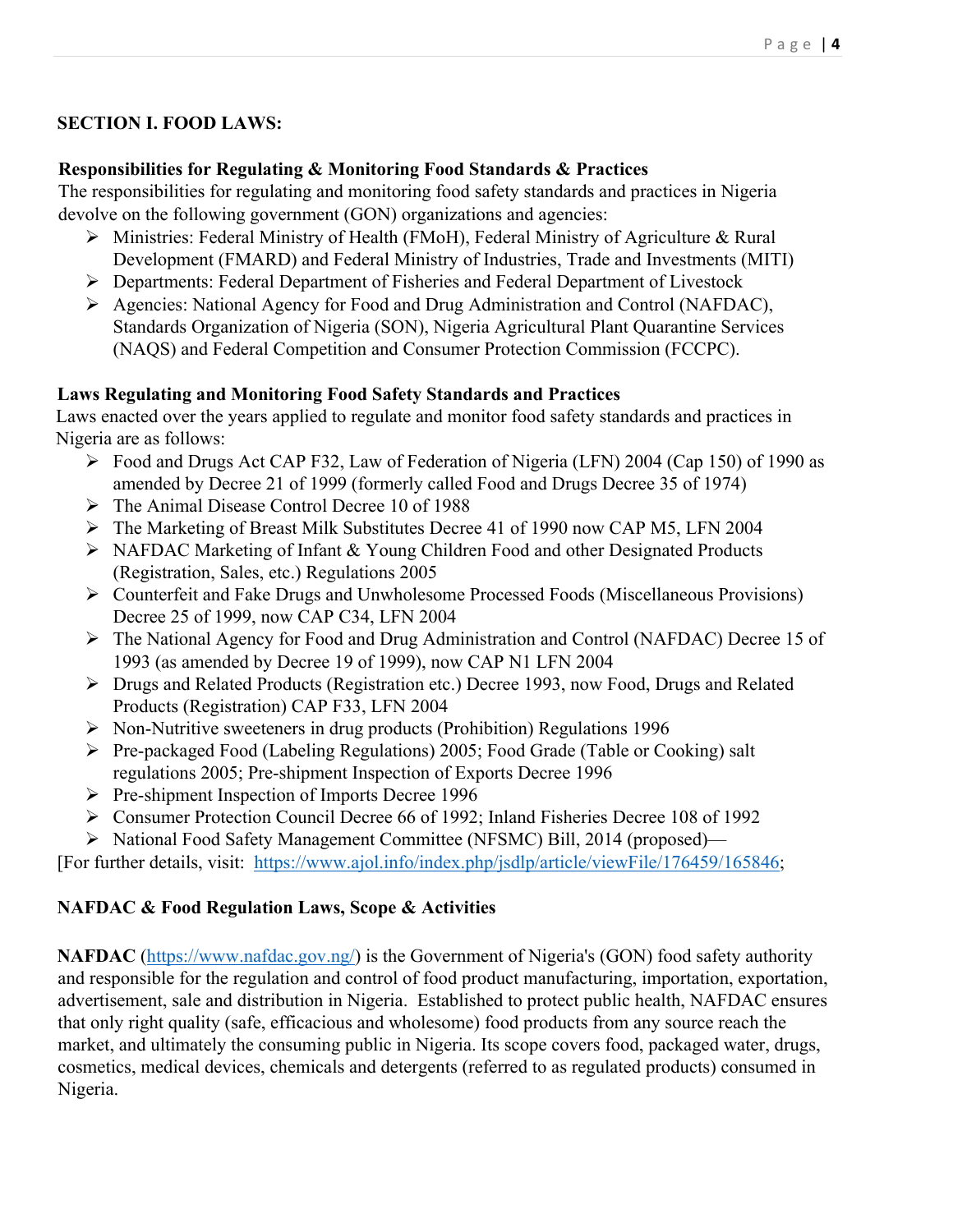## SECTION I. FOOD LAWS:

### Responsibilities for Regulating & Monitoring Food Standards & Practices

The responsibilities for regulating and monitoring food safety standards and practices in Nigeria devolve on the following government (GON) organizations and agencies:

- Ministries: Federal Ministry of Health (FMoH), Federal Ministry of Agriculture & Rural Development (FMARD) and Federal Ministry of Industries, Trade and Investments (MITI)
- Departments: Federal Department of Fisheries and Federal Department of Livestock
- Agencies: National Agency for Food and Drug Administration and Control (NAFDAC), Standards Organization of Nigeria (SON), Nigeria Agricultural Plant Quarantine Services (NAQS) and Federal Competition and Consumer Protection Commission (FCCPC).

### Laws Regulating and Monitoring Food Safety Standards and Practices

Laws enacted over the years applied to regulate and monitor food safety standards and practices in Nigeria are as follows:

- Food and Drugs Act CAP F32, Law of Federation of Nigeria (LFN) 2004 (Cap 150) of 1990 as amended by Decree 21 of 1999 (formerly called Food and Drugs Decree 35 of 1974)
- The Animal Disease Control Decree 10 of 1988
- The Marketing of Breast Milk Substitutes Decree 41 of 1990 now CAP M5, LFN 2004
- NAFDAC Marketing of Infant & Young Children Food and other Designated Products (Registration, Sales, etc.) Regulations 2005
- Counterfeit and Fake Drugs and Unwholesome Processed Foods (Miscellaneous Provisions) Decree 25 of 1999, now CAP C34, LFN 2004
- The National Agency for Food and Drug Administration and Control (NAFDAC) Decree 15 of 1993 (as amended by Decree 19 of 1999), now CAP N1 LFN 2004
- Drugs and Related Products (Registration etc.) Decree 1993, now Food, Drugs and Related Products (Registration) CAP F33, LFN 2004
- Non-Nutritive sweeteners in drug products (Prohibition) Regulations 1996
- Pre-packaged Food (Labeling Regulations) 2005; Food Grade (Table or Cooking) salt regulations 2005; Pre-shipment Inspection of Exports Decree 1996
- Pre-shipment Inspection of Imports Decree 1996
- Consumer Protection Council Decree 66 of 1992; Inland Fisheries Decree 108 of 1992
- National Food Safety Management Committee (NFSMC) Bill, 2014 (proposed)—

[For further details, visit: https://www.ajol.info/index.php/jsdlp/article/viewFile/176459/165846;

### NAFDAC & Food Regulation Laws, Scope & Activities

**NAFDAC** (https://www.nafdac.gov.ng/) is the Government of Nigeria's (GON) food safety authority and responsible for the regulation and control of food product manufacturing, importation, exportation, advertisement, sale and distribution in Nigeria. Established to protect public health, NAFDAC ensures that only right quality (safe, efficacious and wholesome) food products from any source reach the market, and ultimately the consuming public in Nigeria. Its scope covers food, packaged water, drugs, cosmetics, medical devices, chemicals and detergents (referred to as regulated products) consumed in Nigeria.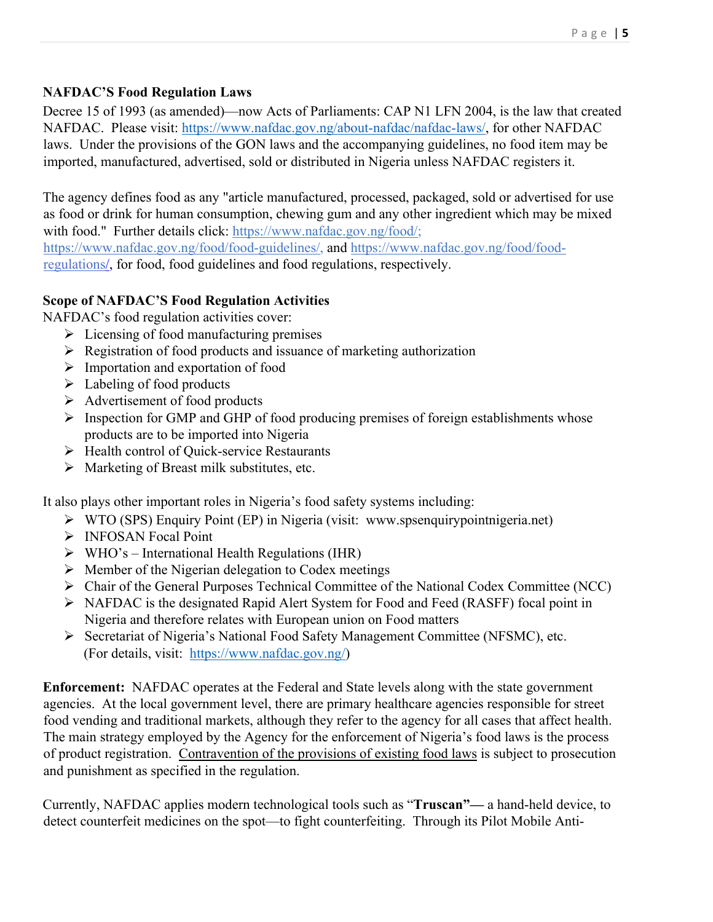**NAFDAC'S Food Regulation Laws**

Decree 15 of 1993 (as amended)—now Acts of Parliaments: CAP N1 LFN 2004, is the law that created NAFDAC. Please visit: https://www.nafdac.gov.ng/about-nafdac/nafdac-laws/, for other NAFDAC laws. Under the provisions of the GON laws and the accompanying guidelines, no food item may be imported, manufactured, advertised, sold or distributed in Nigeria unless NAFDAC registers it.

The agency defines food as any "article manufactured, processed, packaged, sold or advertised for use as food or drink for human consumption, chewing gum and any other ingredient which may be mixed with food." Further details click: https://www.nafdac.gov.ng/food/; https://www.nafdac.gov.ng/food/food-guidelines/, and https://www.nafdac.gov.ng/food/food-regulations/, for food, food guidelines and food regulations, respectively.

**Scope of NAFDAC'S Food Regulation Activities**

NAFDAC's food regulation activities cover:

- Licensing of food manufacturing premises
- Registration of food products and issuance of marketing authorization
- Importation and exportation of food
- Labeling of food products
- Advertisement of food products
- Inspection for GMP and GHP of food producing premises of foreign establishments whose products are to be imported into Nigeria
- Health control of Quick-service Restaurants
- Marketing of Breast milk substitutes, etc.

It also plays other important roles in Nigeria's food safety systems including:

- WTO (SPS) Enquiry Point (EP) in Nigeria (visit: www.spsenquirypointnigeria.net)
- INFOSAN Focal Point
- WHO's – International Health Regulations (IHR)
- Member of the Nigerian delegation to Codex meetings
- Chair of the General Purposes Technical Committee of the National Codex Committee (NCC)
- NAFDAC is the designated Rapid Alert System for Food and Feed (RASFF) focal point in Nigeria and therefore relates with European union on Food matters
- Secretariat of Nigeria's National Food Safety Management Committee (NFSMC), etc. (For details, visit: https://www.nafdac.gov.ng/)

**Enforcement:** NAFDAC operates at the Federal and State levels along with the state government agencies. At the local government level, there are primary healthcare agencies responsible for street food vending and traditional markets, although they refer to the agency for all cases that affect health. The main strategy employed by the Agency for the enforcement of Nigeria's food laws is the process of product registration. Contravention of the provisions of existing food laws is subject to prosecution and punishment as specified in the regulation.

Currently, NAFDAC applies modern technological tools such as "**Truscan"—** a hand-held device, to detect counterfeit medicines on the spot—to fight counterfeiting. Through its Pilot Mobile Anti-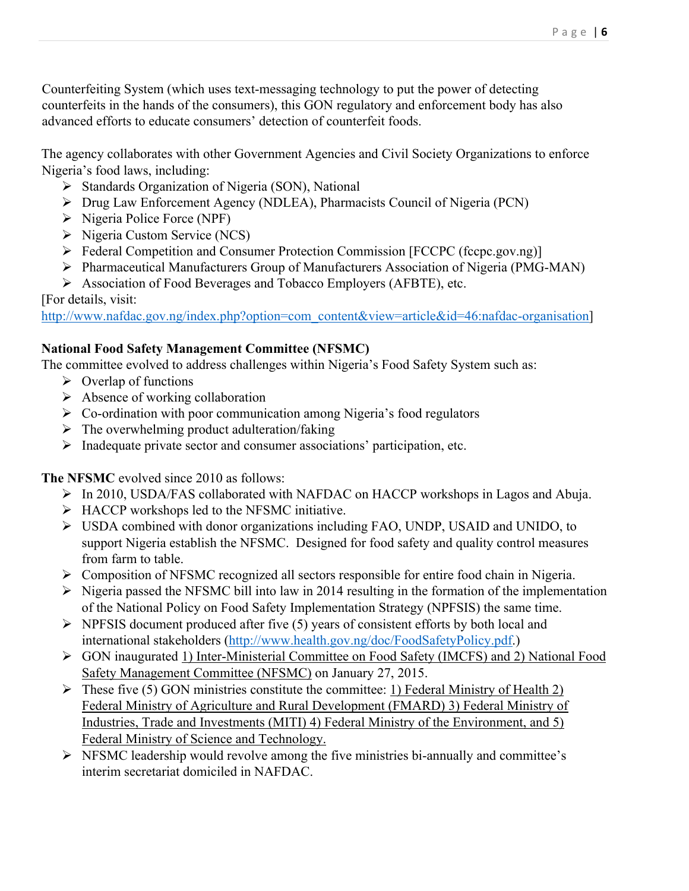Counterfeiting System (which uses text-messaging technology to put the power of detecting counterfeits in the hands of the consumers), this GON regulatory and enforcement body has also advanced efforts to educate consumers' detection of counterfeit foods.

The agency collaborates with other Government Agencies and Civil Society Organizations to enforce Nigeria's food laws, including:

- Standards Organization of Nigeria (SON), National
- Drug Law Enforcement Agency (NDLEA), Pharmacists Council of Nigeria (PCN)
- Nigeria Police Force (NPF)
- Nigeria Custom Service (NCS)
- Federal Competition and Consumer Protection Commission [FCCPC (fccpc.gov.ng)]
- Pharmaceutical Manufacturers Group of Manufacturers Association of Nigeria (PMG-MAN)
- Association of Food Beverages and Tobacco Employers (AFBTE), etc.

[For details, visit: http://www.nafdac.gov.ng/index.php?option=com_content&view=article&id=46:nafdac-organisation]

**National Food Safety Management Committee (NFSMC)**

The committee evolved to address challenges within Nigeria's Food Safety System such as:

- Overlap of functions
- Absence of working collaboration
- Co-ordination with poor communication among Nigeria's food regulators
- The overwhelming product adulteration/faking
- Inadequate private sector and consumer associations' participation, etc.

**The NFSMC** evolved since 2010 as follows:

- In 2010, USDA/FAS collaborated with NAFDAC on HACCP workshops in Lagos and Abuja.
- HACCP workshops led to the NFSMC initiative.
- USDA combined with donor organizations including FAO, UNDP, USAID and UNIDO, to support Nigeria establish the NFSMC. Designed for food safety and quality control measures from farm to table.
- Composition of NFSMC recognized all sectors responsible for entire food chain in Nigeria.
- Nigeria passed the NFSMC bill into law in 2014 resulting in the formation of the implementation of the National Policy on Food Safety Implementation Strategy (NPFSIS) the same time.
- NPFSIS document produced after five (5) years of consistent efforts by both local and international stakeholders (http://www.health.gov.ng/doc/FoodSafetyPolicy.pdf.)
- GON inaugurated 1) Inter-Ministerial Committee on Food Safety (IMCFS) and 2) National Food Safety Management Committee (NFSMC) on January 27, 2015.
- These five (5) GON ministries constitute the committee: 1) Federal Ministry of Health 2) Federal Ministry of Agriculture and Rural Development (FMARD) 3) Federal Ministry of Industries, Trade and Investments (MITI) 4) Federal Ministry of the Environment, and 5) Federal Ministry of Science and Technology.
- NFSMC leadership would revolve among the five ministries bi-annually and committee's interim secretariat domiciled in NAFDAC.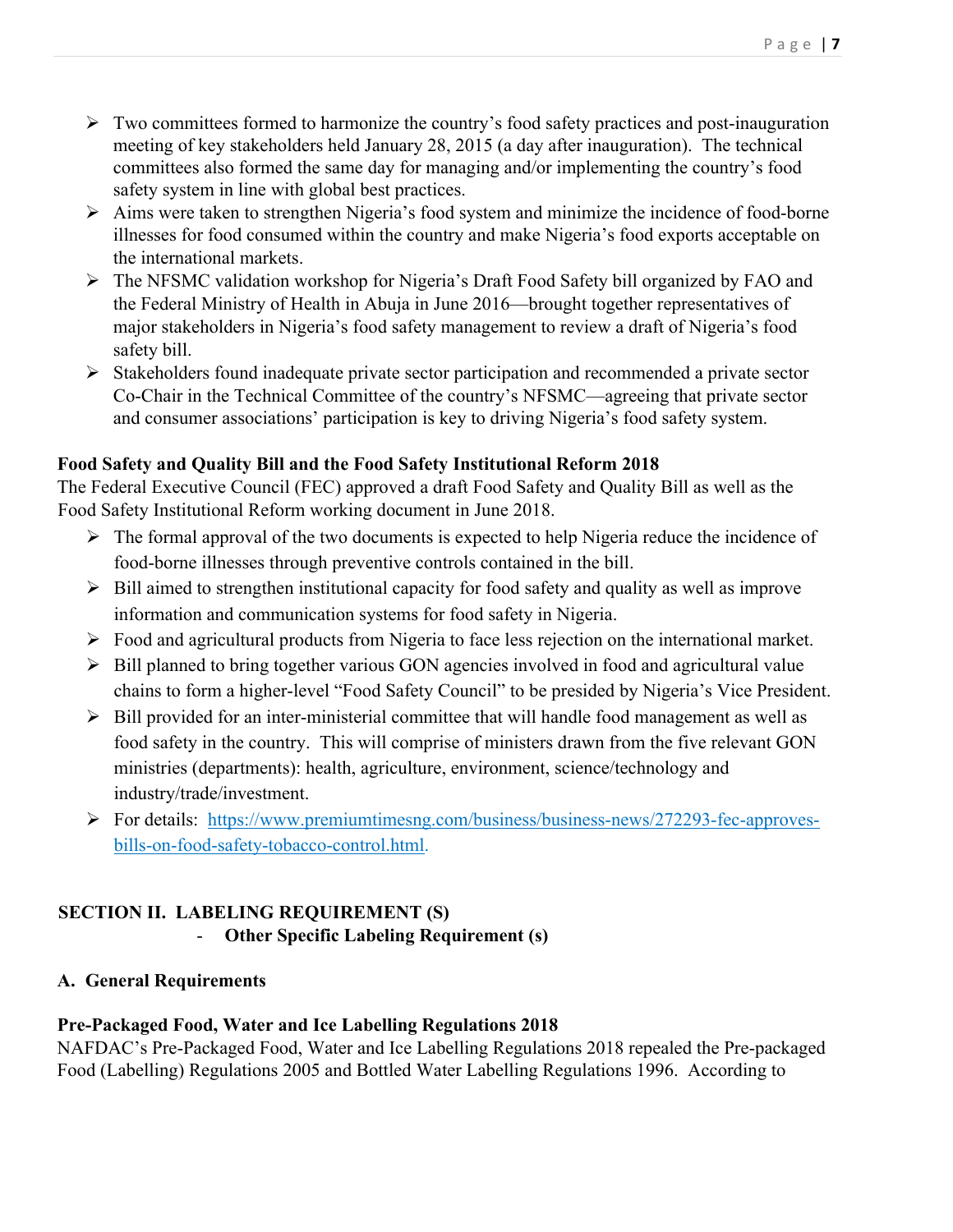- Two committees formed to harmonize the country's food safety practices and post-inauguration meeting of key stakeholders held January 28, 2015 (a day after inauguration). The technical committees also formed the same day for managing and/or implementing the country's food safety system in line with global best practices.
- Aims were taken to strengthen Nigeria's food system and minimize the incidence of food-borne illnesses for food consumed within the country and make Nigeria's food exports acceptable on the international markets.
- The NFSMC validation workshop for Nigeria's Draft Food Safety bill organized by FAO and the Federal Ministry of Health in Abuja in June 2016—brought together representatives of major stakeholders in Nigeria's food safety management to review a draft of Nigeria's food safety bill.
- Stakeholders found inadequate private sector participation and recommended a private sector Co-Chair in the Technical Committee of the country's NFSMC—agreeing that private sector and consumer associations' participation is key to driving Nigeria's food safety system.

**Food Safety and Quality Bill and the Food Safety Institutional Reform 2018**

The Federal Executive Council (FEC) approved a draft Food Safety and Quality Bill as well as the Food Safety Institutional Reform working document in June 2018.

- The formal approval of the two documents is expected to help Nigeria reduce the incidence of food-borne illnesses through preventive controls contained in the bill.
- Bill aimed to strengthen institutional capacity for food safety and quality as well as improve information and communication systems for food safety in Nigeria.
- Food and agricultural products from Nigeria to face less rejection on the international market.
- Bill planned to bring together various GON agencies involved in food and agricultural value chains to form a higher-level "Food Safety Council" to be presided by Nigeria's Vice President.
- Bill provided for an inter-ministerial committee that will handle food management as well as food safety in the country. This will comprise of ministers drawn from the five relevant GON ministries (departments): health, agriculture, environment, science/technology and industry/trade/investment.
- For details: https://www.premiumtimesng.com/business/business-news/272293-fec-approves-bills-on-food-safety-tobacco-control.html.

## SECTION II. LABELING REQUIREMENT (S)

- **Other Specific Labeling Requirement (s)**

### A. General Requirements

**Pre-Packaged Food, Water and Ice Labelling Regulations 2018**

NAFDAC's Pre-Packaged Food, Water and Ice Labelling Regulations 2018 repealed the Pre-packaged Food (Labelling) Regulations 2005 and Bottled Water Labelling Regulations 1996. According to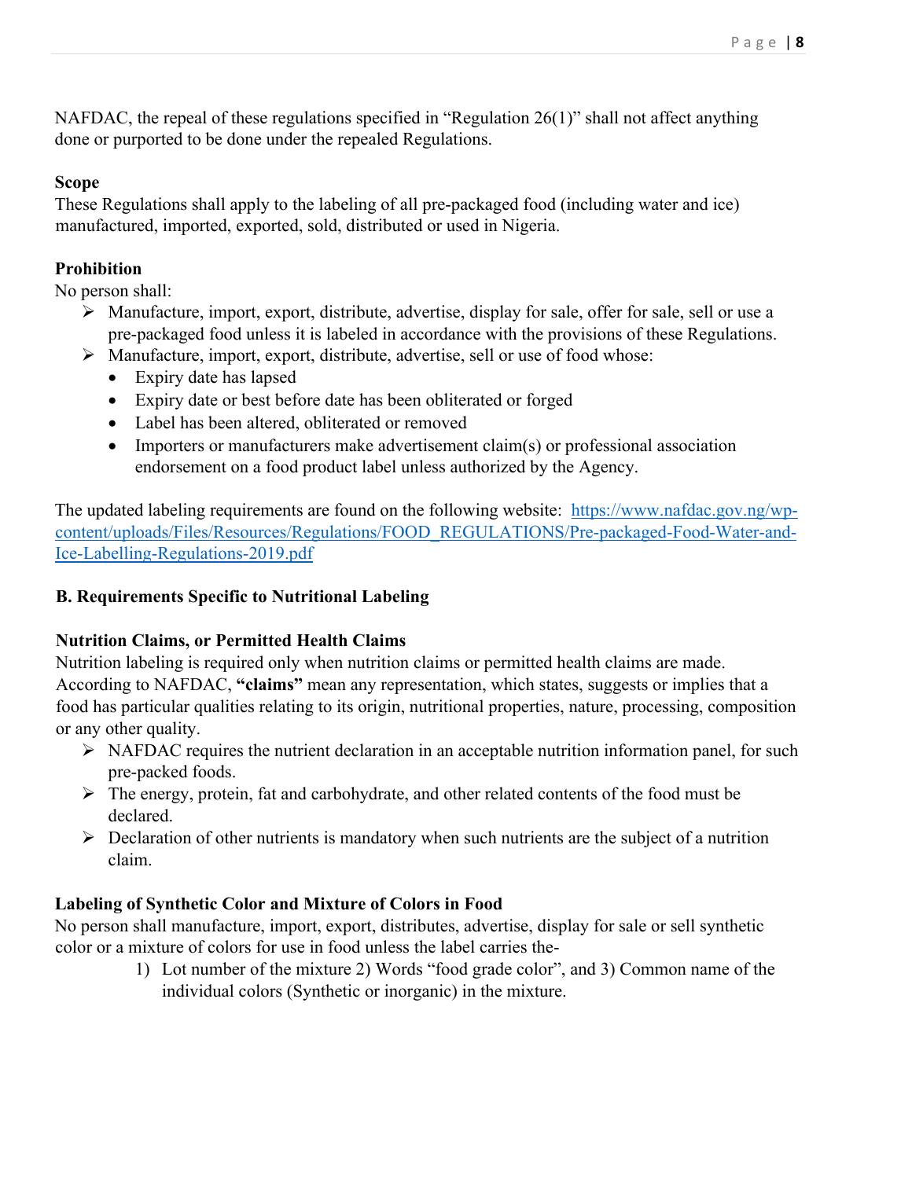NAFDAC, the repeal of these regulations specified in "Regulation 26(1)" shall not affect anything done or purported to be done under the repealed Regulations.

**Scope**

These Regulations shall apply to the labeling of all pre-packaged food (including water and ice) manufactured, imported, exported, sold, distributed or used in Nigeria.

**Prohibition**

No person shall:

- Manufacture, import, export, distribute, advertise, display for sale, offer for sale, sell or use a pre-packaged food unless it is labeled in accordance with the provisions of these Regulations.
- Manufacture, import, export, distribute, advertise, sell or use of food whose:
  - Expiry date has lapsed
  - Expiry date or best before date has been obliterated or forged
  - Label has been altered, obliterated or removed
  - Importers or manufacturers make advertisement claim(s) or professional association endorsement on a food product label unless authorized by the Agency.

The updated labeling requirements are found on the following website: [https://www.nafdac.gov.ng/wp-content/uploads/Files/Resources/Regulations/FOOD_REGULATIONS/Pre-packaged-Food-Water-and-Ice-Labelling-Regulations-2019.pdf](https://www.nafdac.gov.ng/wp-content/uploads/Files/Resources/Regulations/FOOD_REGULATIONS/Pre-packaged-Food-Water-and-Ice-Labelling-Regulations-2019.pdf)

## B. Requirements Specific to Nutritional Labeling

**Nutrition Claims, or Permitted Health Claims**

Nutrition labeling is required only when nutrition claims or permitted health claims are made. According to NAFDAC, **"claims"** mean any representation, which states, suggests or implies that a food has particular qualities relating to its origin, nutritional properties, nature, processing, composition or any other quality.

- NAFDAC requires the nutrient declaration in an acceptable nutrition information panel, for such pre-packed foods.
- The energy, protein, fat and carbohydrate, and other related contents of the food must be declared.
- Declaration of other nutrients is mandatory when such nutrients are the subject of a nutrition claim.

**Labeling of Synthetic Color and Mixture of Colors in Food**

No person shall manufacture, import, export, distributes, advertise, display for sale or sell synthetic color or a mixture of colors for use in food unless the label carries the-

1) Lot number of the mixture 2) Words "food grade color", and 3) Common name of the individual colors (Synthetic or inorganic) in the mixture.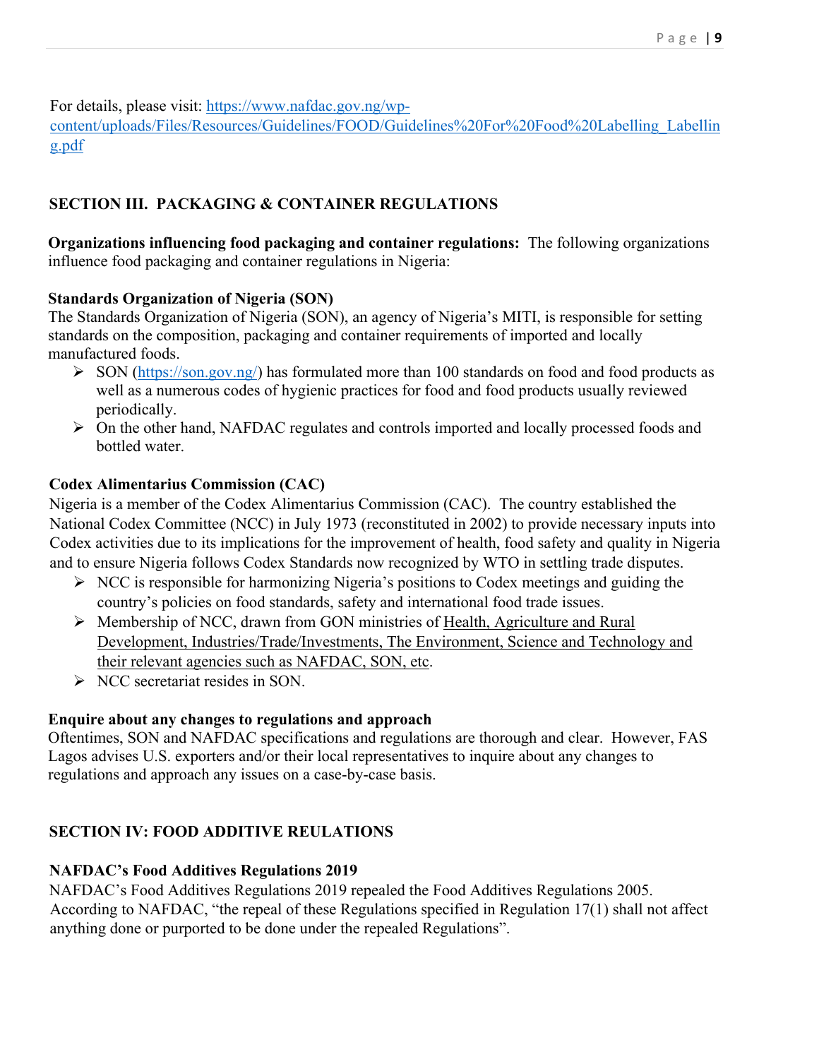For details, please visit: https://www.nafdac.gov.ng/wp-content/uploads/Files/Resources/Guidelines/FOOD/Guidelines%20For%20Food%20Labelling_Labelling.pdf

## SECTION III. PACKAGING & CONTAINER REGULATIONS

**Organizations influencing food packaging and container regulations:** The following organizations influence food packaging and container regulations in Nigeria:

### Standards Organization of Nigeria (SON)

The Standards Organization of Nigeria (SON), an agency of Nigeria's MITI, is responsible for setting standards on the composition, packaging and container requirements of imported and locally manufactured foods.

- SON (https://son.gov.ng/) has formulated more than 100 standards on food and food products as well as a numerous codes of hygienic practices for food and food products usually reviewed periodically.
- On the other hand, NAFDAC regulates and controls imported and locally processed foods and bottled water.

### Codex Alimentarius Commission (CAC)

Nigeria is a member of the Codex Alimentarius Commission (CAC). The country established the National Codex Committee (NCC) in July 1973 (reconstituted in 2002) to provide necessary inputs into Codex activities due to its implications for the improvement of health, food safety and quality in Nigeria and to ensure Nigeria follows Codex Standards now recognized by WTO in settling trade disputes.

- NCC is responsible for harmonizing Nigeria's positions to Codex meetings and guiding the country's policies on food standards, safety and international food trade issues.
- Membership of NCC, drawn from GON ministries of Health, Agriculture and Rural Development, Industries/Trade/Investments, The Environment, Science and Technology and their relevant agencies such as NAFDAC, SON, etc.
- NCC secretariat resides in SON.

### Enquire about any changes to regulations and approach

Oftentimes, SON and NAFDAC specifications and regulations are thorough and clear. However, FAS Lagos advises U.S. exporters and/or their local representatives to inquire about any changes to regulations and approach any issues on a case-by-case basis.

## SECTION IV: FOOD ADDITIVE REULATIONS

### NAFDAC's Food Additives Regulations 2019

NAFDAC's Food Additives Regulations 2019 repealed the Food Additives Regulations 2005. According to NAFDAC, "the repeal of these Regulations specified in Regulation 17(1) shall not affect anything done or purported to be done under the repealed Regulations".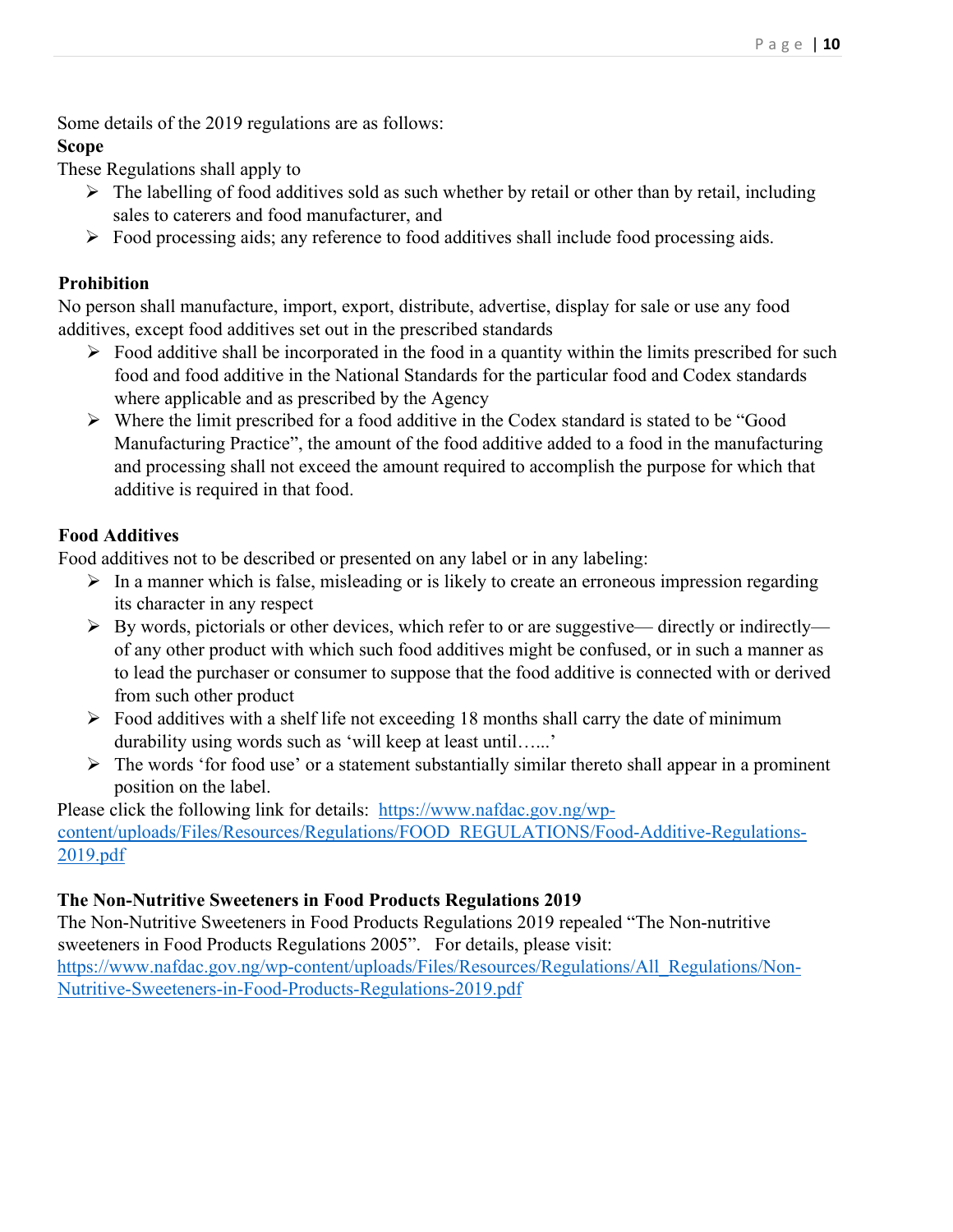Some details of the 2019 regulations are as follows:

**Scope**

These Regulations shall apply to

- The labelling of food additives sold as such whether by retail or other than by retail, including sales to caterers and food manufacturer, and
- Food processing aids; any reference to food additives shall include food processing aids.

**Prohibition**

No person shall manufacture, import, export, distribute, advertise, display for sale or use any food additives, except food additives set out in the prescribed standards

- Food additive shall be incorporated in the food in a quantity within the limits prescribed for such food and food additive in the National Standards for the particular food and Codex standards where applicable and as prescribed by the Agency
- Where the limit prescribed for a food additive in the Codex standard is stated to be "Good Manufacturing Practice", the amount of the food additive added to a food in the manufacturing and processing shall not exceed the amount required to accomplish the purpose for which that additive is required in that food.

**Food Additives**

Food additives not to be described or presented on any label or in any labeling:

- In a manner which is false, misleading or is likely to create an erroneous impression regarding its character in any respect
- By words, pictorials or other devices, which refer to or are suggestive— directly or indirectly— of any other product with which such food additives might be confused, or in such a manner as to lead the purchaser or consumer to suppose that the food additive is connected with or derived from such other product
- Food additives with a shelf life not exceeding 18 months shall carry the date of minimum durability using words such as 'will keep at least until…...'
- The words 'for food use' or a statement substantially similar thereto shall appear in a prominent position on the label.

Please click the following link for details: [https://www.nafdac.gov.ng/wp-content/uploads/Files/Resources/Regulations/FOOD_REGULATIONS/Food-Additive-Regulations-2019.pdf](https://www.nafdac.gov.ng/wp-content/uploads/Files/Resources/Regulations/FOOD_REGULATIONS/Food-Additive-Regulations-2019.pdf)

**The Non-Nutritive Sweeteners in Food Products Regulations 2019**

The Non-Nutritive Sweeteners in Food Products Regulations 2019 repealed "The Non-nutritive sweeteners in Food Products Regulations 2005". For details, please visit: [https://www.nafdac.gov.ng/wp-content/uploads/Files/Resources/Regulations/All_Regulations/Non-Nutritive-Sweeteners-in-Food-Products-Regulations-2019.pdf](https://www.nafdac.gov.ng/wp-content/uploads/Files/Resources/Regulations/All_Regulations/Non-Nutritive-Sweeteners-in-Food-Products-Regulations-2019.pdf)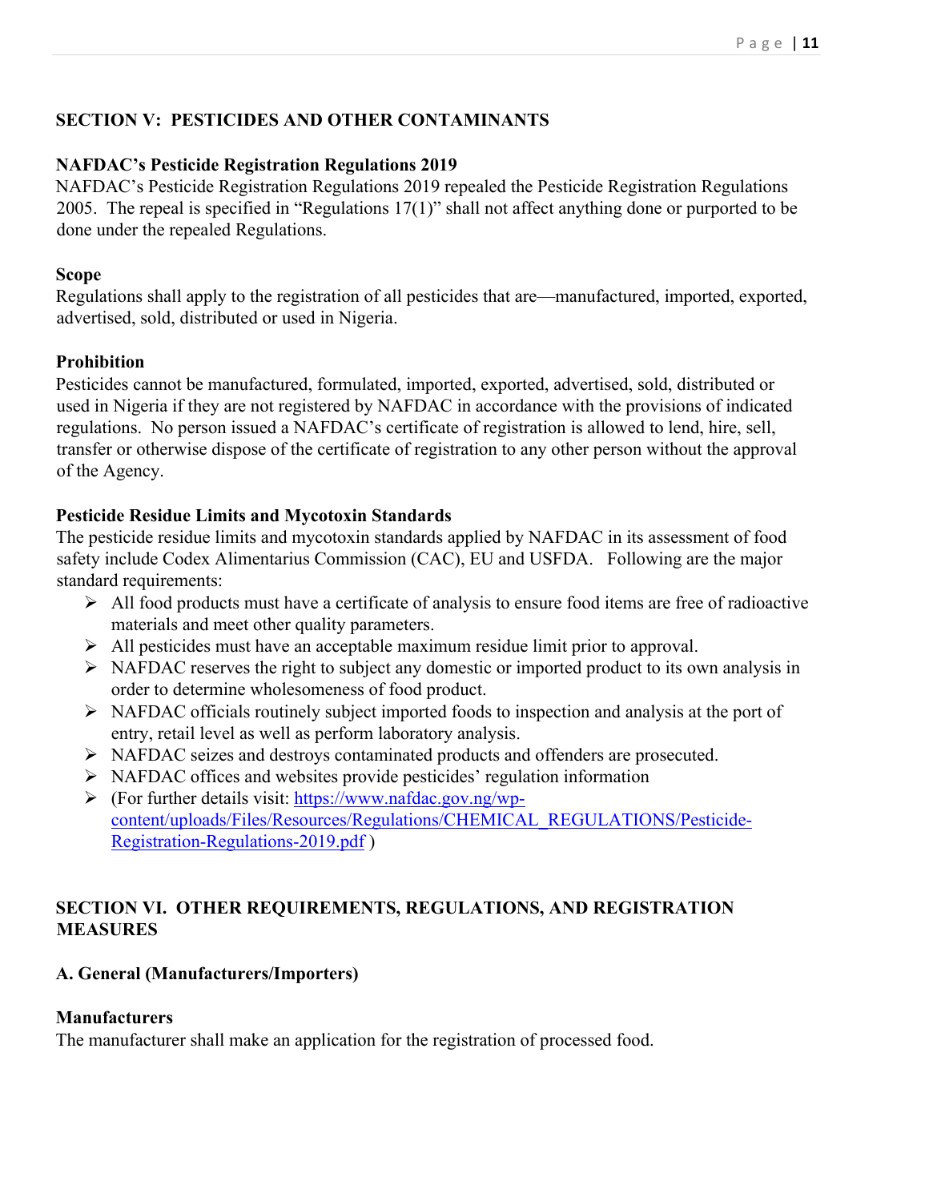## SECTION V: PESTICIDES AND OTHER CONTAMINANTS

### NAFDAC's Pesticide Registration Regulations 2019

NAFDAC's Pesticide Registration Regulations 2019 repealed the Pesticide Registration Regulations 2005. The repeal is specified in "Regulations 17(1)" shall not affect anything done or purported to be done under the repealed Regulations.

### Scope

Regulations shall apply to the registration of all pesticides that are—manufactured, imported, exported, advertised, sold, distributed or used in Nigeria.

### Prohibition

Pesticides cannot be manufactured, formulated, imported, exported, advertised, sold, distributed or used in Nigeria if they are not registered by NAFDAC in accordance with the provisions of indicated regulations. No person issued a NAFDAC's certificate of registration is allowed to lend, hire, sell, transfer or otherwise dispose of the certificate of registration to any other person without the approval of the Agency.

### Pesticide Residue Limits and Mycotoxin Standards

The pesticide residue limits and mycotoxin standards applied by NAFDAC in its assessment of food safety include Codex Alimentarius Commission (CAC), EU and USFDA. Following are the major standard requirements:

- All food products must have a certificate of analysis to ensure food items are free of radioactive materials and meet other quality parameters.
- All pesticides must have an acceptable maximum residue limit prior to approval.
- NAFDAC reserves the right to subject any domestic or imported product to its own analysis in order to determine wholesomeness of food product.
- NAFDAC officials routinely subject imported foods to inspection and analysis at the port of entry, retail level as well as perform laboratory analysis.
- NAFDAC seizes and destroys contaminated products and offenders are prosecuted.
- NAFDAC offices and websites provide pesticides' regulation information
- (For further details visit: [https://www.nafdac.gov.ng/wp-content/uploads/Files/Resources/Regulations/CHEMICAL_REGULATIONS/Pesticide-Registration-Regulations-2019.pdf](https://www.nafdac.gov.ng/wp-content/uploads/Files/Resources/Regulations/CHEMICAL_REGULATIONS/Pesticide-Registration-Regulations-2019.pdf) )

## SECTION VI. OTHER REQUIREMENTS, REGULATIONS, AND REGISTRATION MEASURES

### A. General (Manufacturers/Importers)

### Manufacturers

The manufacturer shall make an application for the registration of processed food.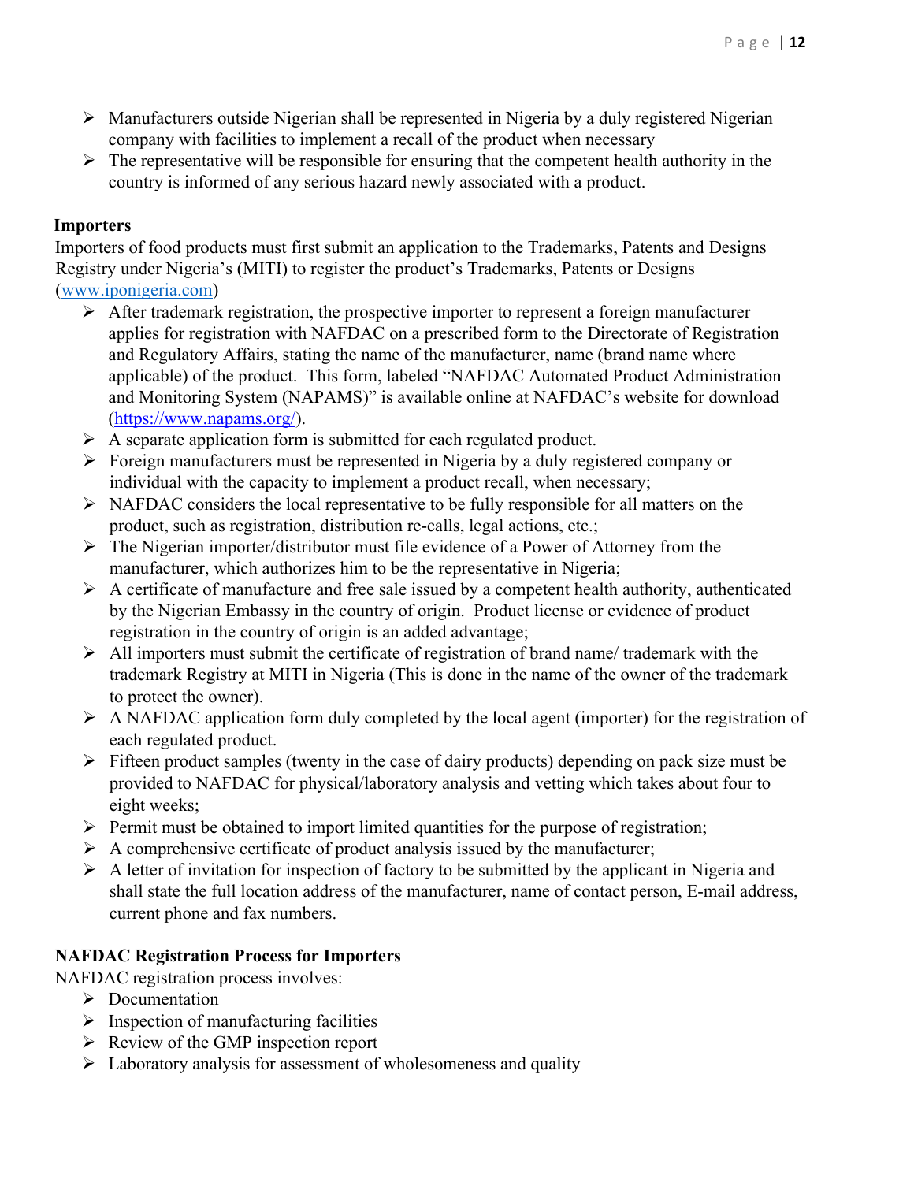- Manufacturers outside Nigerian shall be represented in Nigeria by a duly registered Nigerian company with facilities to implement a recall of the product when necessary
- The representative will be responsible for ensuring that the competent health authority in the country is informed of any serious hazard newly associated with a product.

**Importers**

Importers of food products must first submit an application to the Trademarks, Patents and Designs Registry under Nigeria's (MITI) to register the product's Trademarks, Patents or Designs ([www.iponigeria.com](http://www.iponigeria.com))

- After trademark registration, the prospective importer to represent a foreign manufacturer applies for registration with NAFDAC on a prescribed form to the Directorate of Registration and Regulatory Affairs, stating the name of the manufacturer, name (brand name where applicable) of the product. This form, labeled "NAFDAC Automated Product Administration and Monitoring System (NAPAMS)" is available online at NAFDAC's website for download ([https://www.napams.org/](https://www.napams.org/)).
- A separate application form is submitted for each regulated product.
- Foreign manufacturers must be represented in Nigeria by a duly registered company or individual with the capacity to implement a product recall, when necessary;
- NAFDAC considers the local representative to be fully responsible for all matters on the product, such as registration, distribution re-calls, legal actions, etc.;
- The Nigerian importer/distributor must file evidence of a Power of Attorney from the manufacturer, which authorizes him to be the representative in Nigeria;
- A certificate of manufacture and free sale issued by a competent health authority, authenticated by the Nigerian Embassy in the country of origin. Product license or evidence of product registration in the country of origin is an added advantage;
- All importers must submit the certificate of registration of brand name/ trademark with the trademark Registry at MITI in Nigeria (This is done in the name of the owner of the trademark to protect the owner).
- A NAFDAC application form duly completed by the local agent (importer) for the registration of each regulated product.
- Fifteen product samples (twenty in the case of dairy products) depending on pack size must be provided to NAFDAC for physical/laboratory analysis and vetting which takes about four to eight weeks;
- Permit must be obtained to import limited quantities for the purpose of registration;
- A comprehensive certificate of product analysis issued by the manufacturer;
- A letter of invitation for inspection of factory to be submitted by the applicant in Nigeria and shall state the full location address of the manufacturer, name of contact person, E-mail address, current phone and fax numbers.

**NAFDAC Registration Process for Importers**

NAFDAC registration process involves:

- Documentation
- Inspection of manufacturing facilities
- Review of the GMP inspection report
- Laboratory analysis for assessment of wholesomeness and quality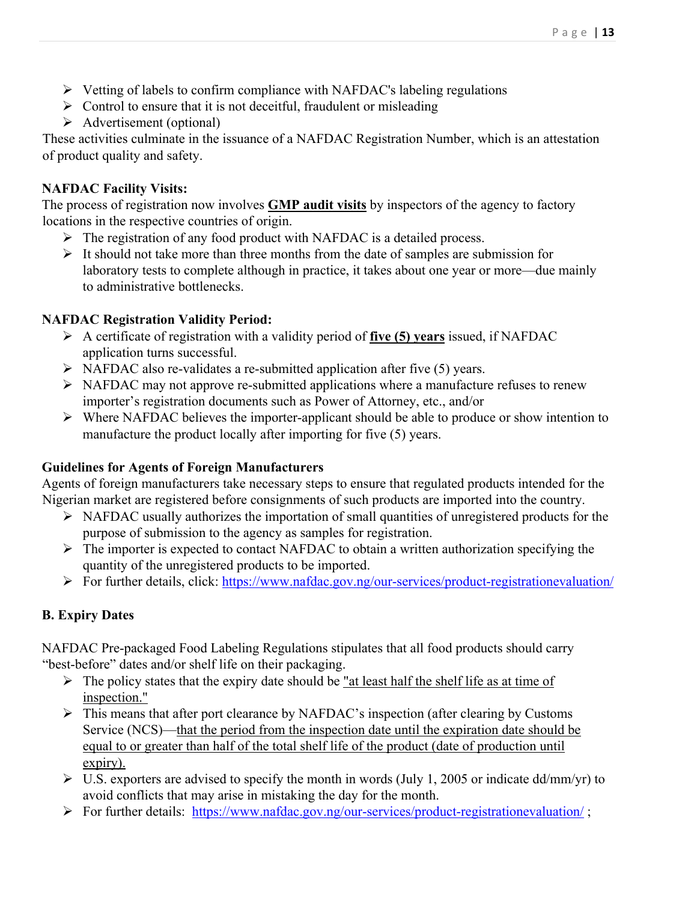- Vetting of labels to confirm compliance with NAFDAC's labeling regulations
- Control to ensure that it is not deceitful, fraudulent or misleading
- Advertisement (optional)

These activities culminate in the issuance of a NAFDAC Registration Number, which is an attestation of product quality and safety.

**NAFDAC Facility Visits:**
The process of registration now involves **GMP audit visits** by inspectors of the agency to factory locations in the respective countries of origin.

- The registration of any food product with NAFDAC is a detailed process.
- It should not take more than three months from the date of samples are submission for laboratory tests to complete although in practice, it takes about one year or more—due mainly to administrative bottlenecks.

**NAFDAC Registration Validity Period:**

- A certificate of registration with a validity period of **five (5) years** issued, if NAFDAC application turns successful.
- NAFDAC also re-validates a re-submitted application after five (5) years.
- NAFDAC may not approve re-submitted applications where a manufacture refuses to renew importer's registration documents such as Power of Attorney, etc., and/or
- Where NAFDAC believes the importer-applicant should be able to produce or show intention to manufacture the product locally after importing for five (5) years.

**Guidelines for Agents of Foreign Manufacturers**
Agents of foreign manufacturers take necessary steps to ensure that regulated products intended for the Nigerian market are registered before consignments of such products are imported into the country.

- NAFDAC usually authorizes the importation of small quantities of unregistered products for the purpose of submission to the agency as samples for registration.
- The importer is expected to contact NAFDAC to obtain a written authorization specifying the quantity of the unregistered products to be imported.
- For further details, click: https://www.nafdac.gov.ng/our-services/product-registrationevaluation/

**B. Expiry Dates**

NAFDAC Pre-packaged Food Labeling Regulations stipulates that all food products should carry "best-before" dates and/or shelf life on their packaging.

- The policy states that the expiry date should be "at least half the shelf life as at time of inspection."
- This means that after port clearance by NAFDAC's inspection (after clearing by Customs Service (NCS)—that the period from the inspection date until the expiration date should be equal to or greater than half of the total shelf life of the product (date of production until expiry).
- U.S. exporters are advised to specify the month in words (July 1, 2005 or indicate dd/mm/yr) to avoid conflicts that may arise in mistaking the day for the month.
- For further details: https://www.nafdac.gov.ng/our-services/product-registrationevaluation/ ;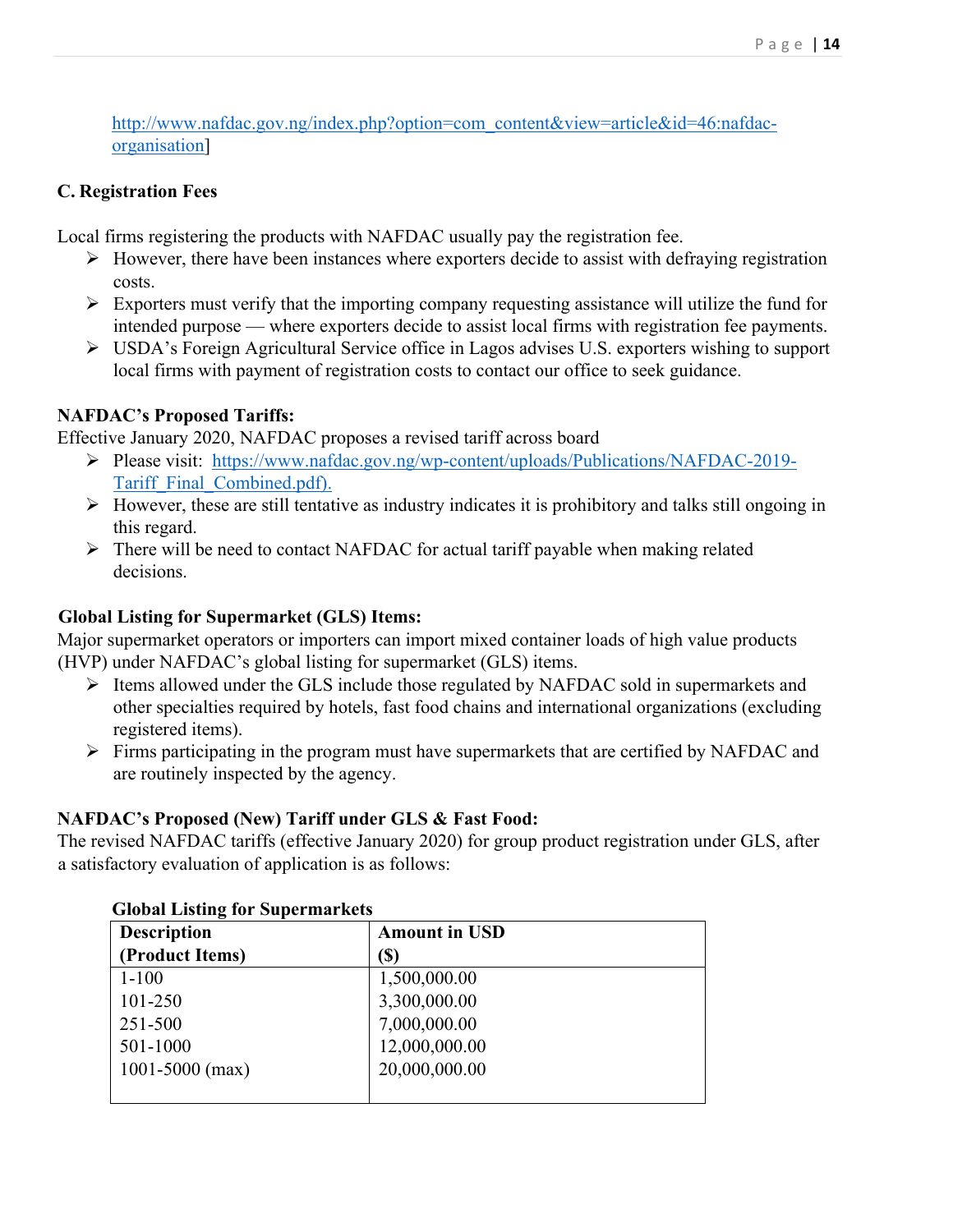http://www.nafdac.gov.ng/index.php?option=com_content&view=article&id=46:nafdac-organisation]

**C. Registration Fees**

Local firms registering the products with NAFDAC usually pay the registration fee.

- However, there have been instances where exporters decide to assist with defraying registration costs.
- Exporters must verify that the importing company requesting assistance will utilize the fund for intended purpose — where exporters decide to assist local firms with registration fee payments.
- USDA's Foreign Agricultural Service office in Lagos advises U.S. exporters wishing to support local firms with payment of registration costs to contact our office to seek guidance.

**NAFDAC's Proposed Tariffs:**

Effective January 2020, NAFDAC proposes a revised tariff across board

- Please visit: https://www.nafdac.gov.ng/wp-content/uploads/Publications/NAFDAC-2019-Tariff_Final_Combined.pdf).
- However, these are still tentative as industry indicates it is prohibitory and talks still ongoing in this regard.
- There will be need to contact NAFDAC for actual tariff payable when making related decisions.

**Global Listing for Supermarket (GLS) Items:**

Major supermarket operators or importers can import mixed container loads of high value products (HVP) under NAFDAC's global listing for supermarket (GLS) items.

- Items allowed under the GLS include those regulated by NAFDAC sold in supermarkets and other specialties required by hotels, fast food chains and international organizations (excluding registered items).
- Firms participating in the program must have supermarkets that are certified by NAFDAC and are routinely inspected by the agency.

**NAFDAC's Proposed (New) Tariff under GLS & Fast Food:**

The revised NAFDAC tariffs (effective January 2020) for group product registration under GLS, after a satisfactory evaluation of application is as follows:

**Global Listing for Supermarkets**

| Description (Product Items) | Amount in USD ($) |
|---|---|
| 1-100 | 1,500,000.00 |
| 101-250 | 3,300,000.00 |
| 251-500 | 7,000,000.00 |
| 501-1000 | 12,000,000.00 |
| 1001-5000 (max) | 20,000,000.00 |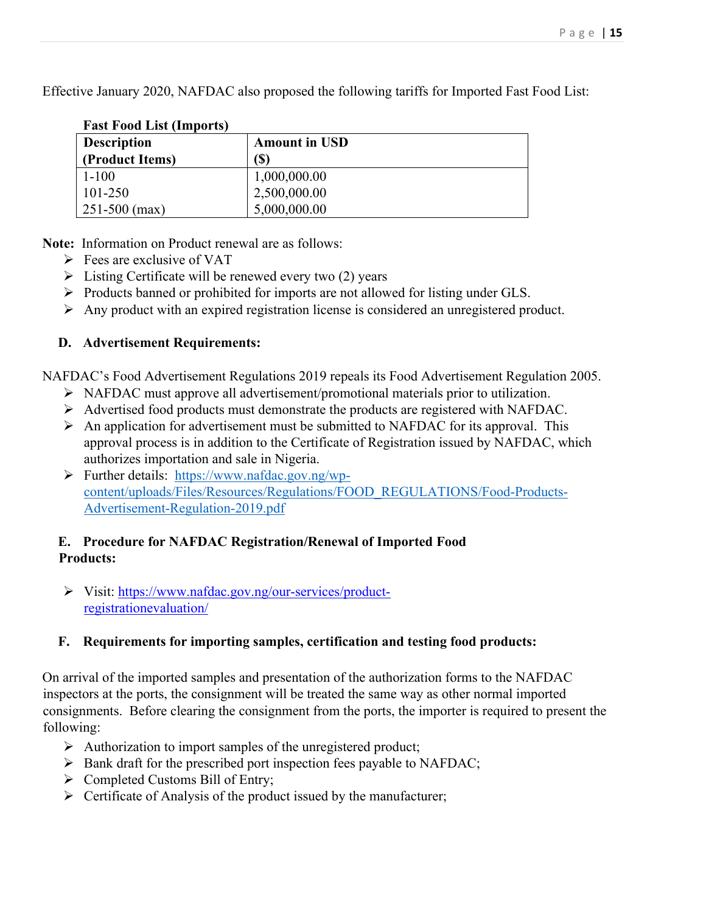Effective January 2020, NAFDAC also proposed the following tariffs for Imported Fast Food List:

**Fast Food List (Imports)**

| **Description (Product Items)** | **Amount in USD ($)** |
| --- | --- |
| 1-100 | 1,000,000.00 |
| 101-250 | 2,500,000.00 |
| 251-500 (max) | 5,000,000.00 |

**Note:** Information on Product renewal are as follows:

- Fees are exclusive of VAT
- Listing Certificate will be renewed every two (2) years
- Products banned or prohibited for imports are not allowed for listing under GLS.
- Any product with an expired registration license is considered an unregistered product.

### D. Advertisement Requirements:

NAFDAC's Food Advertisement Regulations 2019 repeals its Food Advertisement Regulation 2005.

- NAFDAC must approve all advertisement/promotional materials prior to utilization.
- Advertised food products must demonstrate the products are registered with NAFDAC.
- An application for advertisement must be submitted to NAFDAC for its approval. This approval process is in addition to the Certificate of Registration issued by NAFDAC, which authorizes importation and sale in Nigeria.
- Further details: https://www.nafdac.gov.ng/wp-content/uploads/Files/Resources/Regulations/FOOD_REGULATIONS/Food-Products-Advertisement-Regulation-2019.pdf

### E. Procedure for NAFDAC Registration/Renewal of Imported Food Products:

- Visit: https://www.nafdac.gov.ng/our-services/product-registrationevaluation/

### F. Requirements for importing samples, certification and testing food products:

On arrival of the imported samples and presentation of the authorization forms to the NAFDAC inspectors at the ports, the consignment will be treated the same way as other normal imported consignments. Before clearing the consignment from the ports, the importer is required to present the following:

- Authorization to import samples of the unregistered product;
- Bank draft for the prescribed port inspection fees payable to NAFDAC;
- Completed Customs Bill of Entry;
- Certificate of Analysis of the product issued by the manufacturer;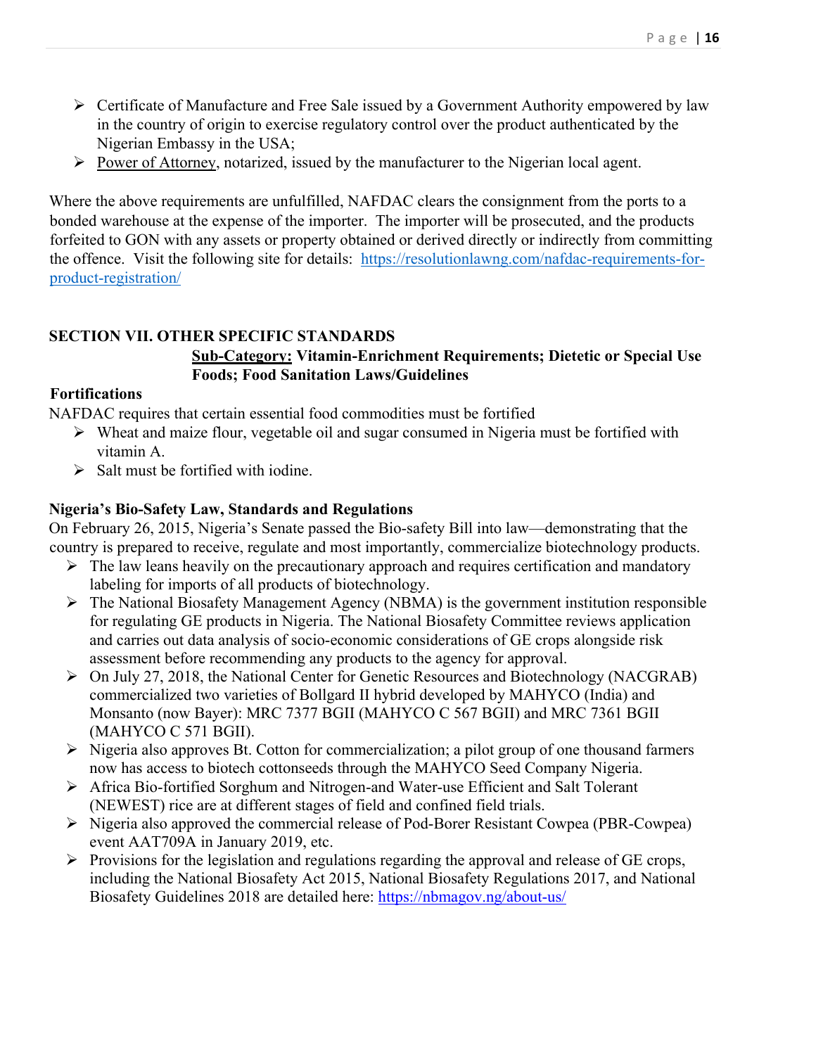- Certificate of Manufacture and Free Sale issued by a Government Authority empowered by law in the country of origin to exercise regulatory control over the product authenticated by the Nigerian Embassy in the USA;
- Power of Attorney, notarized, issued by the manufacturer to the Nigerian local agent.

Where the above requirements are unfulfilled, NAFDAC clears the consignment from the ports to a bonded warehouse at the expense of the importer. The importer will be prosecuted, and the products forfeited to GON with any assets or property obtained or derived directly or indirectly from committing the offence. Visit the following site for details: https://resolutionlawng.com/nafdac-requirements-for-product-registration/

## SECTION VII. OTHER SPECIFIC STANDARDS

**Sub-Category: Vitamin-Enrichment Requirements; Dietetic or Special Use Foods; Food Sanitation Laws/Guidelines**

### Fortifications

NAFDAC requires that certain essential food commodities must be fortified

- Wheat and maize flour, vegetable oil and sugar consumed in Nigeria must be fortified with vitamin A.
- Salt must be fortified with iodine.

### Nigeria's Bio-Safety Law, Standards and Regulations

On February 26, 2015, Nigeria's Senate passed the Bio-safety Bill into law—demonstrating that the country is prepared to receive, regulate and most importantly, commercialize biotechnology products.

- The law leans heavily on the precautionary approach and requires certification and mandatory labeling for imports of all products of biotechnology.
- The National Biosafety Management Agency (NBMA) is the government institution responsible for regulating GE products in Nigeria. The National Biosafety Committee reviews application and carries out data analysis of socio-economic considerations of GE crops alongside risk assessment before recommending any products to the agency for approval.
- On July 27, 2018, the National Center for Genetic Resources and Biotechnology (NACGRAB) commercialized two varieties of Bollgard II hybrid developed by MAHYCO (India) and Monsanto (now Bayer): MRC 7377 BGII (MAHYCO C 567 BGII) and MRC 7361 BGII (MAHYCO C 571 BGII).
- Nigeria also approves Bt. Cotton for commercialization; a pilot group of one thousand farmers now has access to biotech cottonseeds through the MAHYCO Seed Company Nigeria.
- Africa Bio-fortified Sorghum and Nitrogen-and Water-use Efficient and Salt Tolerant (NEWEST) rice are at different stages of field and confined field trials.
- Nigeria also approved the commercial release of Pod-Borer Resistant Cowpea (PBR-Cowpea) event AAT709A in January 2019, etc.
- Provisions for the legislation and regulations regarding the approval and release of GE crops, including the National Biosafety Act 2015, National Biosafety Regulations 2017, and National Biosafety Guidelines 2018 are detailed here: https://nbmagov.ng/about-us/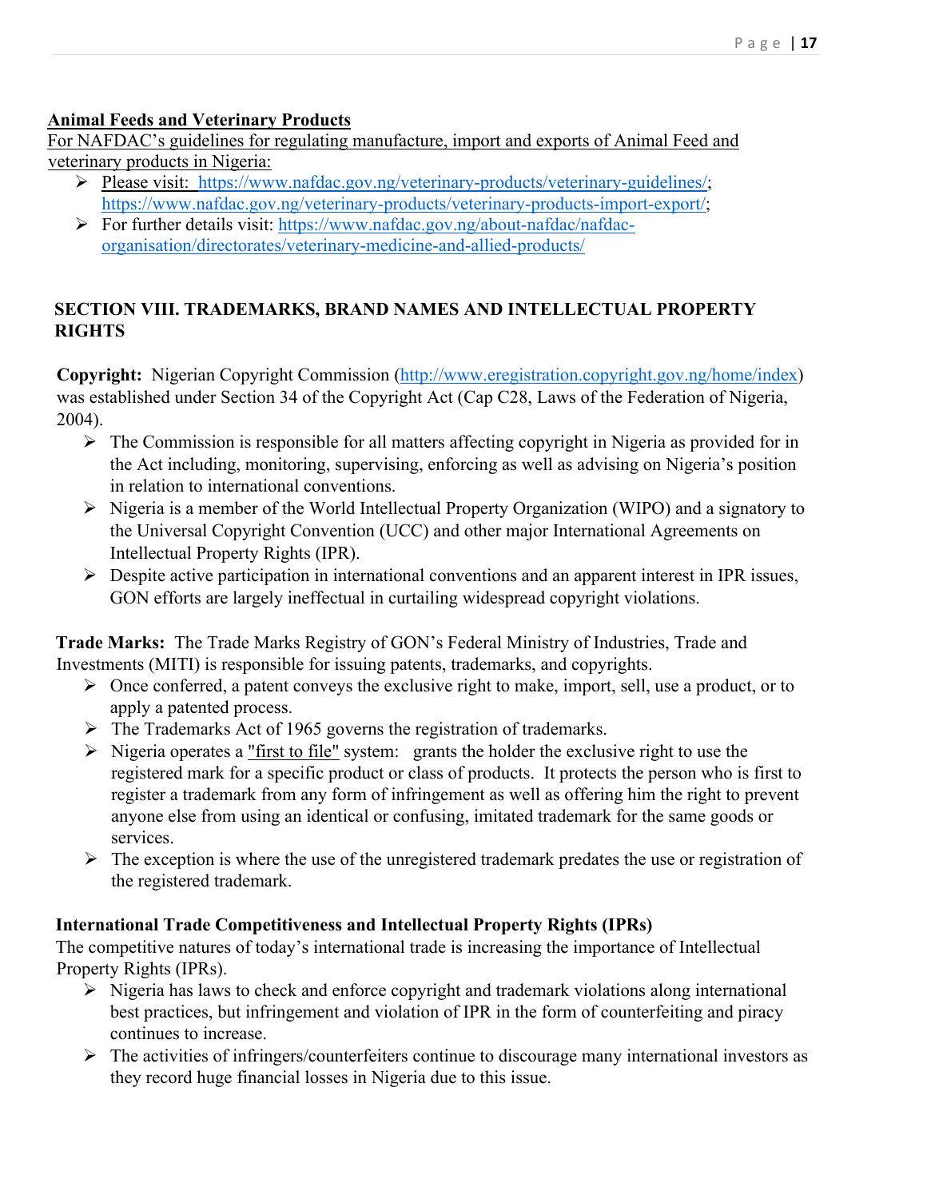**Animal Feeds and Veterinary Products**

For NAFDAC's guidelines for regulating manufacture, import and exports of Animal Feed and veterinary products in Nigeria:

- Please visit: https://www.nafdac.gov.ng/veterinary-products/veterinary-guidelines/; https://www.nafdac.gov.ng/veterinary-products/veterinary-products-import-export/;
- For further details visit: https://www.nafdac.gov.ng/about-nafdac/nafdac-organisation/directorates/veterinary-medicine-and-allied-products/

## SECTION VIII. TRADEMARKS, BRAND NAMES AND INTELLECTUAL PROPERTY RIGHTS

**Copyright:** Nigerian Copyright Commission (http://www.eregistration.copyright.gov.ng/home/index) was established under Section 34 of the Copyright Act (Cap C28, Laws of the Federation of Nigeria, 2004).

- The Commission is responsible for all matters affecting copyright in Nigeria as provided for in the Act including, monitoring, supervising, enforcing as well as advising on Nigeria's position in relation to international conventions.
- Nigeria is a member of the World Intellectual Property Organization (WIPO) and a signatory to the Universal Copyright Convention (UCC) and other major International Agreements on Intellectual Property Rights (IPR).
- Despite active participation in international conventions and an apparent interest in IPR issues, GON efforts are largely ineffectual in curtailing widespread copyright violations.

**Trade Marks:** The Trade Marks Registry of GON's Federal Ministry of Industries, Trade and Investments (MITI) is responsible for issuing patents, trademarks, and copyrights.

- Once conferred, a patent conveys the exclusive right to make, import, sell, use a product, or to apply a patented process.
- The Trademarks Act of 1965 governs the registration of trademarks.
- Nigeria operates a "first to file" system: grants the holder the exclusive right to use the registered mark for a specific product or class of products. It protects the person who is first to register a trademark from any form of infringement as well as offering him the right to prevent anyone else from using an identical or confusing, imitated trademark for the same goods or services.
- The exception is where the use of the unregistered trademark predates the use or registration of the registered trademark.

**International Trade Competitiveness and Intellectual Property Rights (IPRs)**

The competitive natures of today's international trade is increasing the importance of Intellectual Property Rights (IPRs).

- Nigeria has laws to check and enforce copyright and trademark violations along international best practices, but infringement and violation of IPR in the form of counterfeiting and piracy continues to increase.
- The activities of infringers/counterfeiters continue to discourage many international investors as they record huge financial losses in Nigeria due to this issue.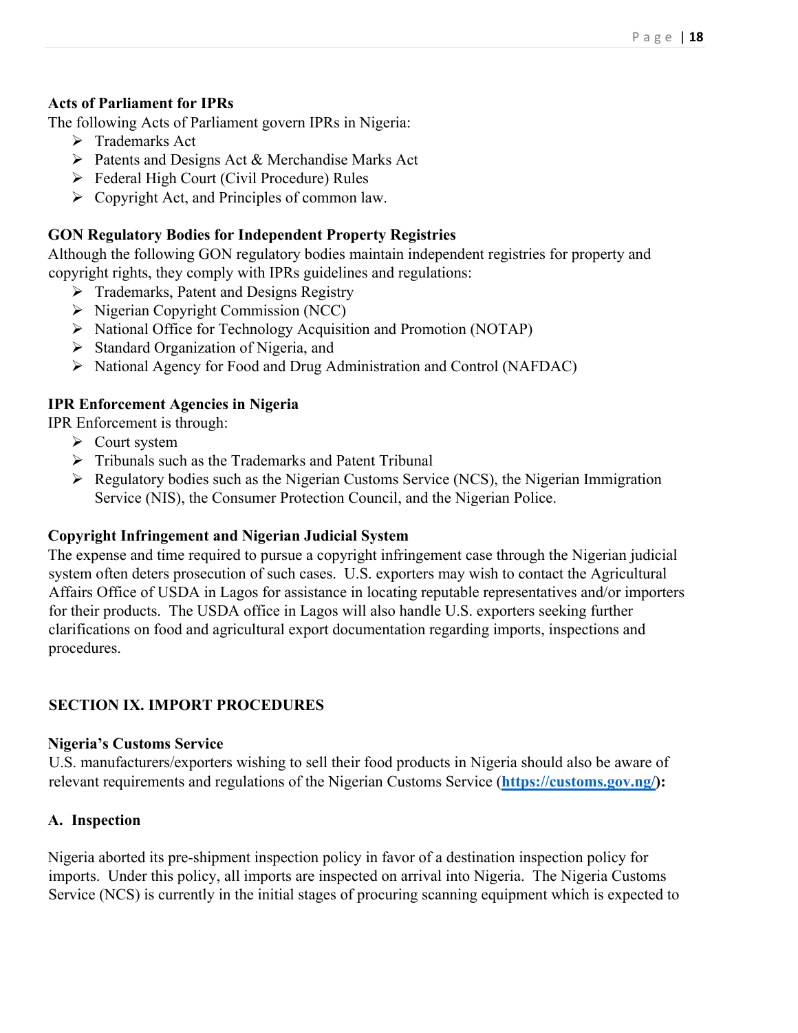**Acts of Parliament for IPRs**

The following Acts of Parliament govern IPRs in Nigeria:

- Trademarks Act
- Patents and Designs Act & Merchandise Marks Act
- Federal High Court (Civil Procedure) Rules
- Copyright Act, and Principles of common law.

**GON Regulatory Bodies for Independent Property Registries**

Although the following GON regulatory bodies maintain independent registries for property and copyright rights, they comply with IPRs guidelines and regulations:

- Trademarks, Patent and Designs Registry
- Nigerian Copyright Commission (NCC)
- National Office for Technology Acquisition and Promotion (NOTAP)
- Standard Organization of Nigeria, and
- National Agency for Food and Drug Administration and Control (NAFDAC)

**IPR Enforcement Agencies in Nigeria**

IPR Enforcement is through:

- Court system
- Tribunals such as the Trademarks and Patent Tribunal
- Regulatory bodies such as the Nigerian Customs Service (NCS), the Nigerian Immigration Service (NIS), the Consumer Protection Council, and the Nigerian Police.

**Copyright Infringement and Nigerian Judicial System**

The expense and time required to pursue a copyright infringement case through the Nigerian judicial system often deters prosecution of such cases. U.S. exporters may wish to contact the Agricultural Affairs Office of USDA in Lagos for assistance in locating reputable representatives and/or importers for their products. The USDA office in Lagos will also handle U.S. exporters seeking further clarifications on food and agricultural export documentation regarding imports, inspections and procedures.

## SECTION IX. IMPORT PROCEDURES

**Nigeria's Customs Service**

U.S. manufacturers/exporters wishing to sell their food products in Nigeria should also be aware of relevant requirements and regulations of the Nigerian Customs Service (**https://customs.gov.ng/**)**:**

### A. Inspection

Nigeria aborted its pre-shipment inspection policy in favor of a destination inspection policy for imports. Under this policy, all imports are inspected on arrival into Nigeria. The Nigeria Customs Service (NCS) is currently in the initial stages of procuring scanning equipment which is expected to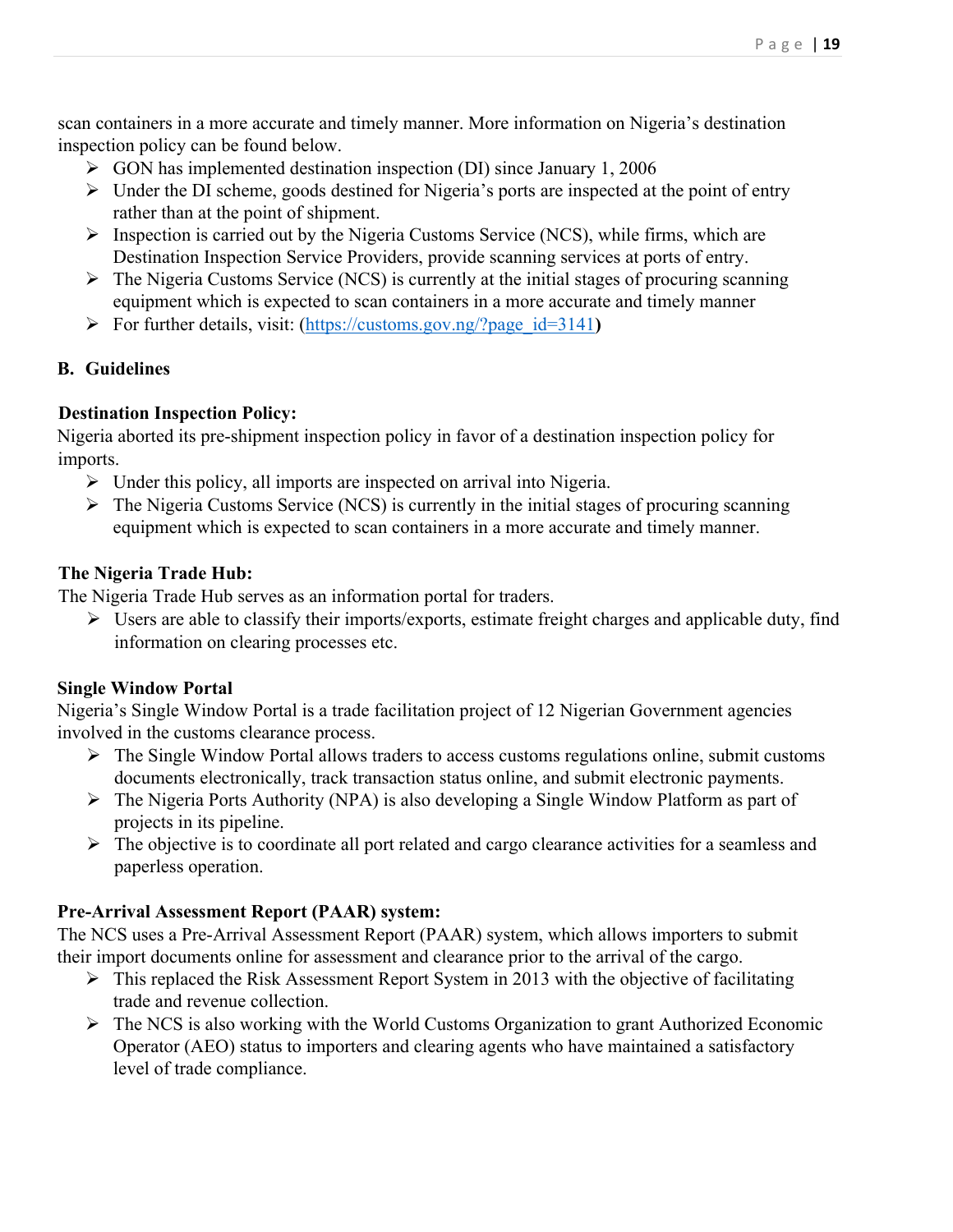scan containers in a more accurate and timely manner. More information on Nigeria's destination inspection policy can be found below.

- GON has implemented destination inspection (DI) since January 1, 2006
- Under the DI scheme, goods destined for Nigeria's ports are inspected at the point of entry rather than at the point of shipment.
- Inspection is carried out by the Nigeria Customs Service (NCS), while firms, which are Destination Inspection Service Providers, provide scanning services at ports of entry.
- The Nigeria Customs Service (NCS) is currently at the initial stages of procuring scanning equipment which is expected to scan containers in a more accurate and timely manner
- For further details, visit: (https://customs.gov.ng/?page_id=3141**)**

## B. Guidelines

### Destination Inspection Policy:

Nigeria aborted its pre-shipment inspection policy in favor of a destination inspection policy for imports.

- Under this policy, all imports are inspected on arrival into Nigeria.
- The Nigeria Customs Service (NCS) is currently in the initial stages of procuring scanning equipment which is expected to scan containers in a more accurate and timely manner.

### The Nigeria Trade Hub:

The Nigeria Trade Hub serves as an information portal for traders.

- Users are able to classify their imports/exports, estimate freight charges and applicable duty, find information on clearing processes etc.

### Single Window Portal

Nigeria's Single Window Portal is a trade facilitation project of 12 Nigerian Government agencies involved in the customs clearance process.

- The Single Window Portal allows traders to access customs regulations online, submit customs documents electronically, track transaction status online, and submit electronic payments.
- The Nigeria Ports Authority (NPA) is also developing a Single Window Platform as part of projects in its pipeline.
- The objective is to coordinate all port related and cargo clearance activities for a seamless and paperless operation.

### Pre-Arrival Assessment Report (PAAR) system:

The NCS uses a Pre-Arrival Assessment Report (PAAR) system, which allows importers to submit their import documents online for assessment and clearance prior to the arrival of the cargo.

- This replaced the Risk Assessment Report System in 2013 with the objective of facilitating trade and revenue collection.
- The NCS is also working with the World Customs Organization to grant Authorized Economic Operator (AEO) status to importers and clearing agents who have maintained a satisfactory level of trade compliance.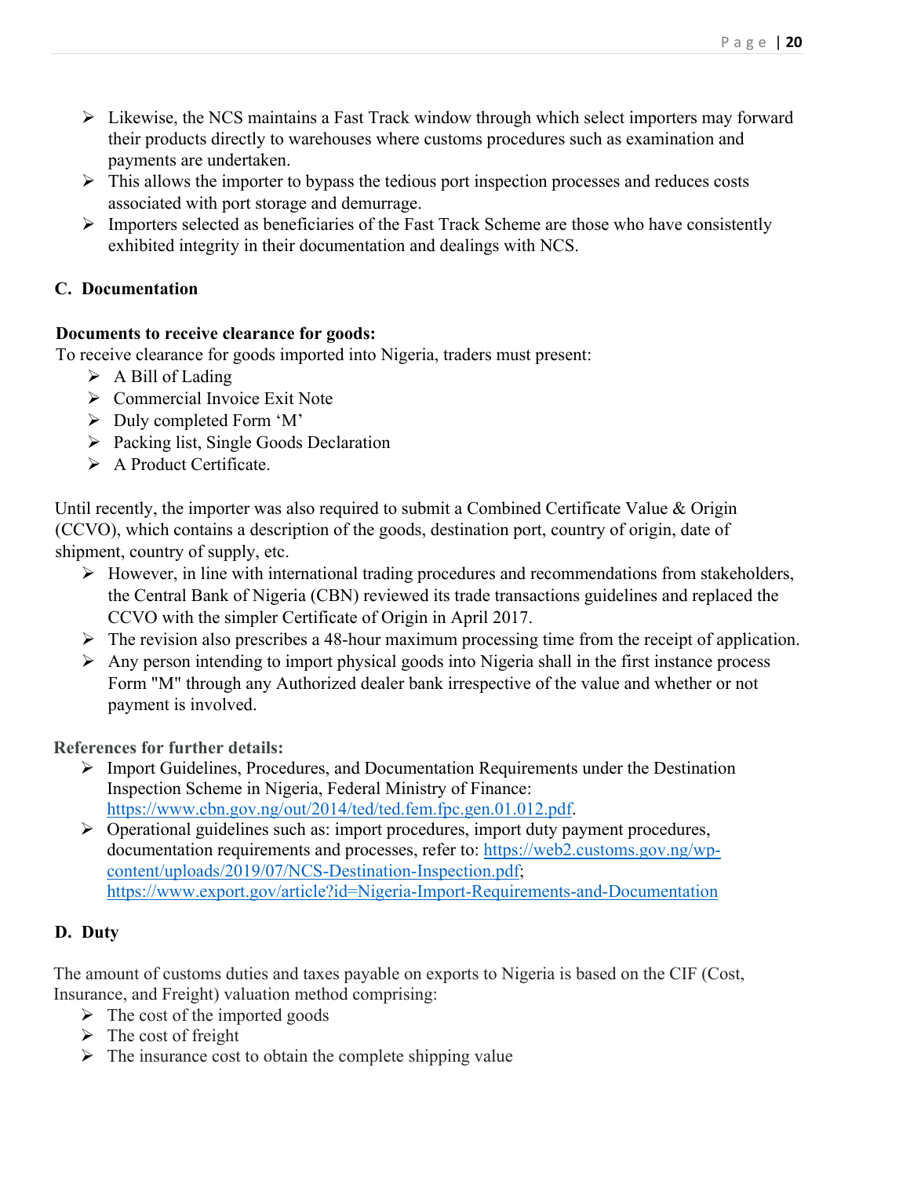- Likewise, the NCS maintains a Fast Track window through which select importers may forward their products directly to warehouses where customs procedures such as examination and payments are undertaken.
- This allows the importer to bypass the tedious port inspection processes and reduces costs associated with port storage and demurrage.
- Importers selected as beneficiaries of the Fast Track Scheme are those who have consistently exhibited integrity in their documentation and dealings with NCS.

## C. Documentation

**Documents to receive clearance for goods:**

To receive clearance for goods imported into Nigeria, traders must present:

- A Bill of Lading
- Commercial Invoice Exit Note
- Duly completed Form 'M'
- Packing list, Single Goods Declaration
- A Product Certificate.

Until recently, the importer was also required to submit a Combined Certificate Value & Origin (CCVO), which contains a description of the goods, destination port, country of origin, date of shipment, country of supply, etc.

- However, in line with international trading procedures and recommendations from stakeholders, the Central Bank of Nigeria (CBN) reviewed its trade transactions guidelines and replaced the CCVO with the simpler Certificate of Origin in April 2017.
- The revision also prescribes a 48-hour maximum processing time from the receipt of application.
- Any person intending to import physical goods into Nigeria shall in the first instance process Form "M" through any Authorized dealer bank irrespective of the value and whether or not payment is involved.

**References for further details:**

- Import Guidelines, Procedures, and Documentation Requirements under the Destination Inspection Scheme in Nigeria, Federal Ministry of Finance: https://www.cbn.gov.ng/out/2014/ted/ted.fem.fpc.gen.01.012.pdf.
- Operational guidelines such as: import procedures, import duty payment procedures, documentation requirements and processes, refer to: https://web2.customs.gov.ng/wp-content/uploads/2019/07/NCS-Destination-Inspection.pdf; https://www.export.gov/article?id=Nigeria-Import-Requirements-and-Documentation

## D. Duty

The amount of customs duties and taxes payable on exports to Nigeria is based on the CIF (Cost, Insurance, and Freight) valuation method comprising:

- The cost of the imported goods
- The cost of freight
- The insurance cost to obtain the complete shipping value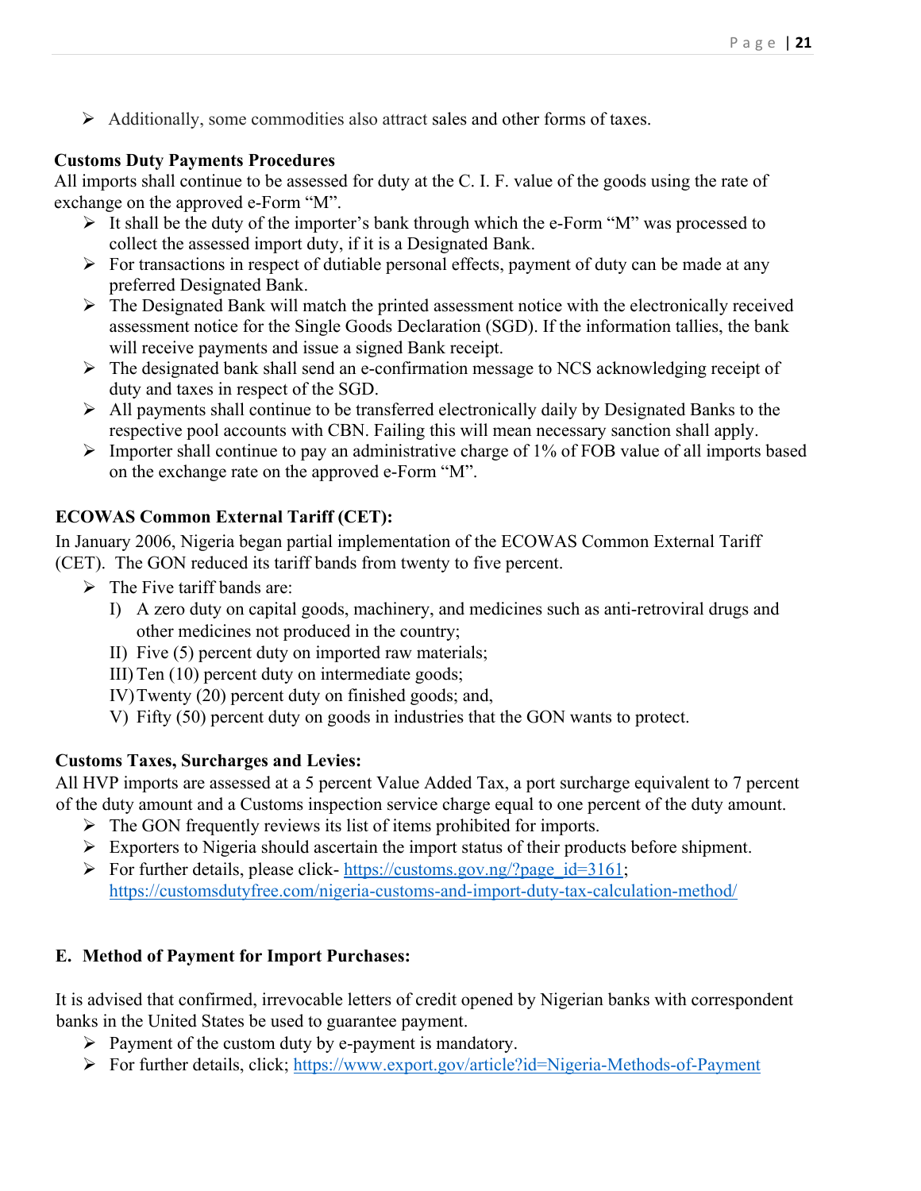- Additionally, some commodities also attract sales and other forms of taxes.

**Customs Duty Payments Procedures**

All imports shall continue to be assessed for duty at the C. I. F. value of the goods using the rate of exchange on the approved e-Form "M".

- It shall be the duty of the importer's bank through which the e-Form "M" was processed to collect the assessed import duty, if it is a Designated Bank.
- For transactions in respect of dutiable personal effects, payment of duty can be made at any preferred Designated Bank.
- The Designated Bank will match the printed assessment notice with the electronically received assessment notice for the Single Goods Declaration (SGD). If the information tallies, the bank will receive payments and issue a signed Bank receipt.
- The designated bank shall send an e-confirmation message to NCS acknowledging receipt of duty and taxes in respect of the SGD.
- All payments shall continue to be transferred electronically daily by Designated Banks to the respective pool accounts with CBN. Failing this will mean necessary sanction shall apply.
- Importer shall continue to pay an administrative charge of 1% of FOB value of all imports based on the exchange rate on the approved e-Form "M".

**ECOWAS Common External Tariff (CET):**

In January 2006, Nigeria began partial implementation of the ECOWAS Common External Tariff (CET). The GON reduced its tariff bands from twenty to five percent.

- The Five tariff bands are:
  I) A zero duty on capital goods, machinery, and medicines such as anti-retroviral drugs and other medicines not produced in the country;
  II) Five (5) percent duty on imported raw materials;
  III) Ten (10) percent duty on intermediate goods;
  IV) Twenty (20) percent duty on finished goods; and,
  V) Fifty (50) percent duty on goods in industries that the GON wants to protect.

**Customs Taxes, Surcharges and Levies:**

All HVP imports are assessed at a 5 percent Value Added Tax, a port surcharge equivalent to 7 percent of the duty amount and a Customs inspection service charge equal to one percent of the duty amount.

- The GON frequently reviews its list of items prohibited for imports.
- Exporters to Nigeria should ascertain the import status of their products before shipment.
- For further details, please click- https://customs.gov.ng/?page_id=3161; https://customsdutyfree.com/nigeria-customs-and-import-duty-tax-calculation-method/

## E. Method of Payment for Import Purchases:

It is advised that confirmed, irrevocable letters of credit opened by Nigerian banks with correspondent banks in the United States be used to guarantee payment.

- Payment of the custom duty by e-payment is mandatory.
- For further details, click; https://www.export.gov/article?id=Nigeria-Methods-of-Payment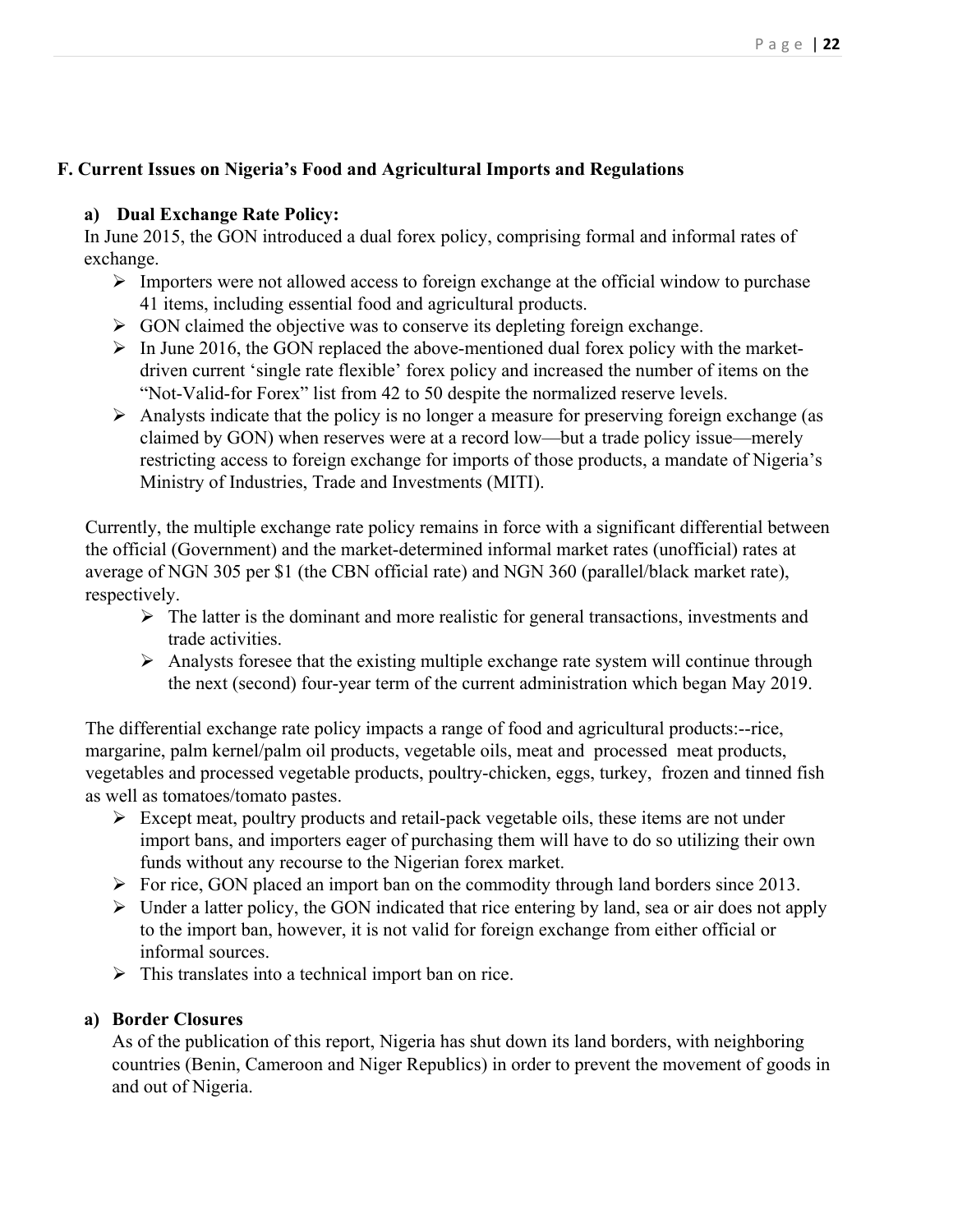**F. Current Issues on Nigeria's Food and Agricultural Imports and Regulations**

**a) Dual Exchange Rate Policy:**

In June 2015, the GON introduced a dual forex policy, comprising formal and informal rates of exchange.

- Importers were not allowed access to foreign exchange at the official window to purchase 41 items, including essential food and agricultural products.
- GON claimed the objective was to conserve its depleting foreign exchange.
- In June 2016, the GON replaced the above-mentioned dual forex policy with the market-driven current 'single rate flexible' forex policy and increased the number of items on the "Not-Valid-for Forex" list from 42 to 50 despite the normalized reserve levels.
- Analysts indicate that the policy is no longer a measure for preserving foreign exchange (as claimed by GON) when reserves were at a record low—but a trade policy issue—merely restricting access to foreign exchange for imports of those products, a mandate of Nigeria's Ministry of Industries, Trade and Investments (MITI).

Currently, the multiple exchange rate policy remains in force with a significant differential between the official (Government) and the market-determined informal market rates (unofficial) rates at average of NGN 305 per $1 (the CBN official rate) and NGN 360 (parallel/black market rate), respectively.

- The latter is the dominant and more realistic for general transactions, investments and trade activities.
- Analysts foresee that the existing multiple exchange rate system will continue through the next (second) four-year term of the current administration which began May 2019.

The differential exchange rate policy impacts a range of food and agricultural products:--rice, margarine, palm kernel/palm oil products, vegetable oils, meat and processed meat products, vegetables and processed vegetable products, poultry-chicken, eggs, turkey, frozen and tinned fish as well as tomatoes/tomato pastes.

- Except meat, poultry products and retail-pack vegetable oils, these items are not under import bans, and importers eager of purchasing them will have to do so utilizing their own funds without any recourse to the Nigerian forex market.
- For rice, GON placed an import ban on the commodity through land borders since 2013.
- Under a latter policy, the GON indicated that rice entering by land, sea or air does not apply to the import ban, however, it is not valid for foreign exchange from either official or informal sources.
- This translates into a technical import ban on rice.

**a) Border Closures**

As of the publication of this report, Nigeria has shut down its land borders, with neighboring countries (Benin, Cameroon and Niger Republics) in order to prevent the movement of goods in and out of Nigeria.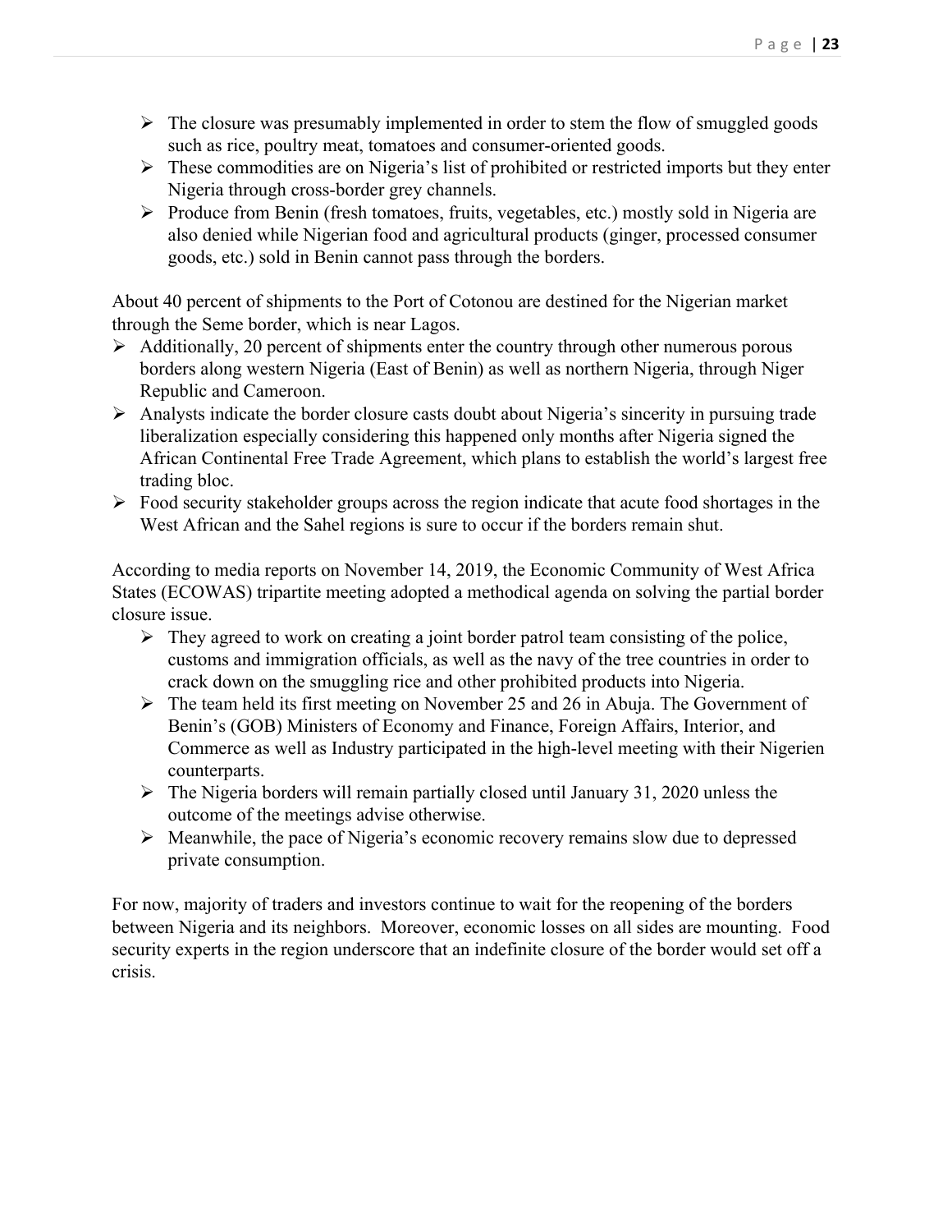- The closure was presumably implemented in order to stem the flow of smuggled goods such as rice, poultry meat, tomatoes and consumer-oriented goods.
- These commodities are on Nigeria's list of prohibited or restricted imports but they enter Nigeria through cross-border grey channels.
- Produce from Benin (fresh tomatoes, fruits, vegetables, etc.) mostly sold in Nigeria are also denied while Nigerian food and agricultural products (ginger, processed consumer goods, etc.) sold in Benin cannot pass through the borders.

About 40 percent of shipments to the Port of Cotonou are destined for the Nigerian market through the Seme border, which is near Lagos.

- Additionally, 20 percent of shipments enter the country through other numerous porous borders along western Nigeria (East of Benin) as well as northern Nigeria, through Niger Republic and Cameroon.
- Analysts indicate the border closure casts doubt about Nigeria's sincerity in pursuing trade liberalization especially considering this happened only months after Nigeria signed the African Continental Free Trade Agreement, which plans to establish the world's largest free trading bloc.
- Food security stakeholder groups across the region indicate that acute food shortages in the West African and the Sahel regions is sure to occur if the borders remain shut.

According to media reports on November 14, 2019, the Economic Community of West Africa States (ECOWAS) tripartite meeting adopted a methodical agenda on solving the partial border closure issue.

- They agreed to work on creating a joint border patrol team consisting of the police, customs and immigration officials, as well as the navy of the tree countries in order to crack down on the smuggling rice and other prohibited products into Nigeria.
- The team held its first meeting on November 25 and 26 in Abuja. The Government of Benin's (GOB) Ministers of Economy and Finance, Foreign Affairs, Interior, and Commerce as well as Industry participated in the high-level meeting with their Nigerien counterparts.
- The Nigeria borders will remain partially closed until January 31, 2020 unless the outcome of the meetings advise otherwise.
- Meanwhile, the pace of Nigeria's economic recovery remains slow due to depressed private consumption.

For now, majority of traders and investors continue to wait for the reopening of the borders between Nigeria and its neighbors. Moreover, economic losses on all sides are mounting. Food security experts in the region underscore that an indefinite closure of the border would set off a crisis.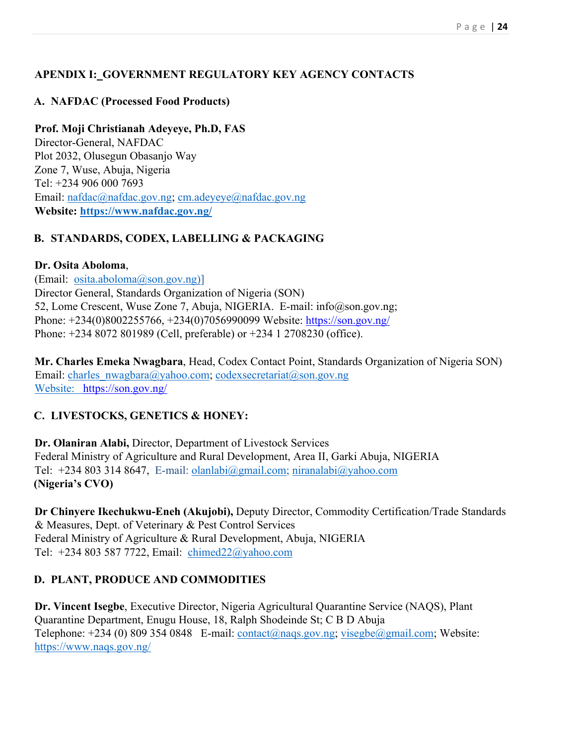## APENDIX I:_GOVERNMENT REGULATORY KEY AGENCY CONTACTS

### A. NAFDAC (Processed Food Products)

**Prof. Moji Christianah Adeyeye, Ph.D, FAS**
Director-General, NAFDAC
Plot 2032, Olusegun Obasanjo Way
Zone 7, Wuse, Abuja, Nigeria
Tel: +234 906 000 7693
Email: nafdac@nafdac.gov.ng; cm.adeyeye@nafdac.gov.ng
**Website: https://www.nafdac.gov.ng/**

### B. STANDARDS, CODEX, LABELLING & PACKAGING

**Dr. Osita Aboloma**,
(Email: osita.aboloma@son.gov.ng)]
Director General, Standards Organization of Nigeria (SON)
52, Lome Crescent, Wuse Zone 7, Abuja, NIGERIA. E-mail: info@son.gov.ng;
Phone: +234(0)8002255766, +234(0)7056990099 Website: https://son.gov.ng/
Phone: +234 8072 801989 (Cell, preferable) or +234 1 2708230 (office).

**Mr. Charles Emeka Nwagbara**, Head, Codex Contact Point, Standards Organization of Nigeria SON)
Email: charles_nwagbara@yahoo.com; codexsecretariat@son.gov.ng
Website: https://son.gov.ng/

### C. LIVESTOCKS, GENETICS & HONEY:

**Dr. Olaniran Alabi,** Director, Department of Livestock Services
Federal Ministry of Agriculture and Rural Development, Area II, Garki Abuja, NIGERIA
Tel: +234 803 314 8647, E-mail: olanlabi@gmail.com; niranalabi@yahoo.com
**(Nigeria's CVO)**

**Dr Chinyere Ikechukwu-Eneh (Akujobi),** Deputy Director, Commodity Certification/Trade Standards & Measures, Dept. of Veterinary & Pest Control Services
Federal Ministry of Agriculture & Rural Development, Abuja, NIGERIA
Tel: +234 803 587 7722, Email: chimed22@yahoo.com

### D. PLANT, PRODUCE AND COMMODITIES

**Dr. Vincent Isegbe**, Executive Director, Nigeria Agricultural Quarantine Service (NAQS), Plant Quarantine Department, Enugu House, 18, Ralph Shodeinde St; C B D Abuja
Telephone: +234 (0) 809 354 0848 E-mail: contact@naqs.gov.ng; visegbe@gmail.com; Website: https://www.naqs.gov.ng/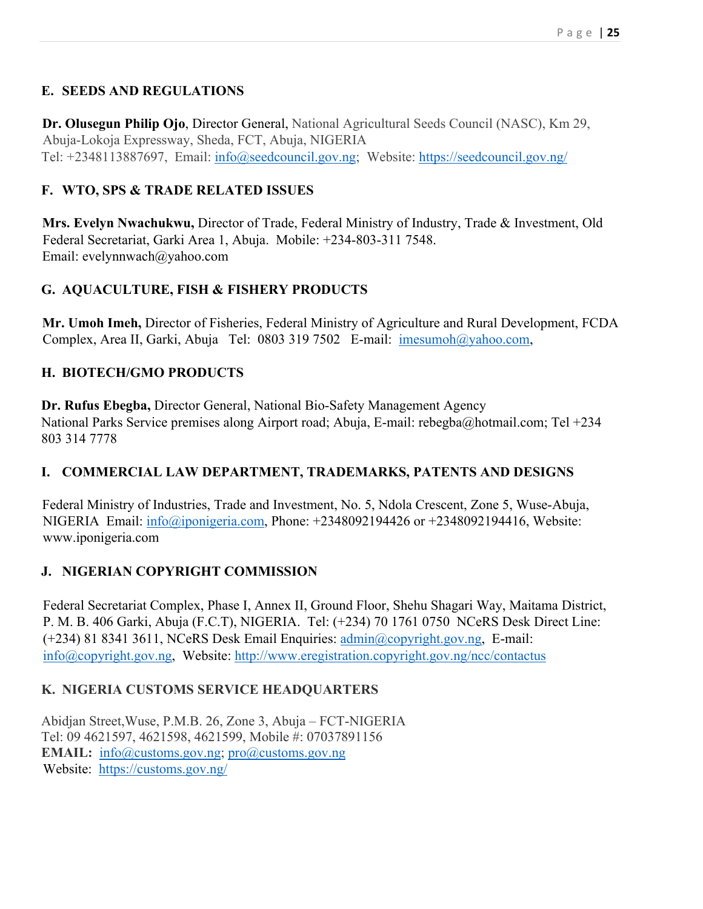## E. SEEDS AND REGULATIONS

**Dr. Olusegun Philip Ojo**, Director General, National Agricultural Seeds Council (NASC), Km 29, Abuja-Lokoja Expressway, Sheda, FCT, Abuja, NIGERIA
Tel: +2348113887697, Email: info@seedcouncil.gov.ng; Website: https://seedcouncil.gov.ng/

## F. WTO, SPS & TRADE RELATED ISSUES

**Mrs. Evelyn Nwachukwu,** Director of Trade, Federal Ministry of Industry, Trade & Investment, Old Federal Secretariat, Garki Area 1, Abuja. Mobile: +234-803-311 7548.
Email: evelynnwach@yahoo.com

## G. AQUACULTURE, FISH & FISHERY PRODUCTS

**Mr. Umoh Imeh,** Director of Fisheries, Federal Ministry of Agriculture and Rural Development, FCDA Complex, Area II, Garki, Abuja Tel: 0803 319 7502 E-mail: imesumoh@yahoo.com,

## H. BIOTECH/GMO PRODUCTS

**Dr. Rufus Ebegba,** Director General, National Bio-Safety Management Agency
National Parks Service premises along Airport road; Abuja, E-mail: rebegba@hotmail.com; Tel +234 803 314 7778

## I. COMMERCIAL LAW DEPARTMENT, TRADEMARKS, PATENTS AND DESIGNS

Federal Ministry of Industries, Trade and Investment, No. 5, Ndola Crescent, Zone 5, Wuse-Abuja, NIGERIA Email: info@iponigeria.com, Phone: +2348092194426 or +2348092194416, Website: www.iponigeria.com

## J. NIGERIAN COPYRIGHT COMMISSION

Federal Secretariat Complex, Phase I, Annex II, Ground Floor, Shehu Shagari Way, Maitama District, P. M. B. 406 Garki, Abuja (F.C.T), NIGERIA. Tel: (+234) 70 1761 0750 NCeRS Desk Direct Line: (+234) 81 8341 3611, NCeRS Desk Email Enquiries: admin@copyright.gov.ng, E-mail: info@copyright.gov.ng, Website: http://www.eregistration.copyright.gov.ng/ncc/contactus

## K. NIGERIA CUSTOMS SERVICE HEADQUARTERS

Abidjan Street,Wuse, P.M.B. 26, Zone 3, Abuja – FCT-NIGERIA
Tel: 09 4621597, 4621598, 4621599, Mobile #: 07037891156
**EMAIL:** info@customs.gov.ng; pro@customs.gov.ng
Website: https://customs.gov.ng/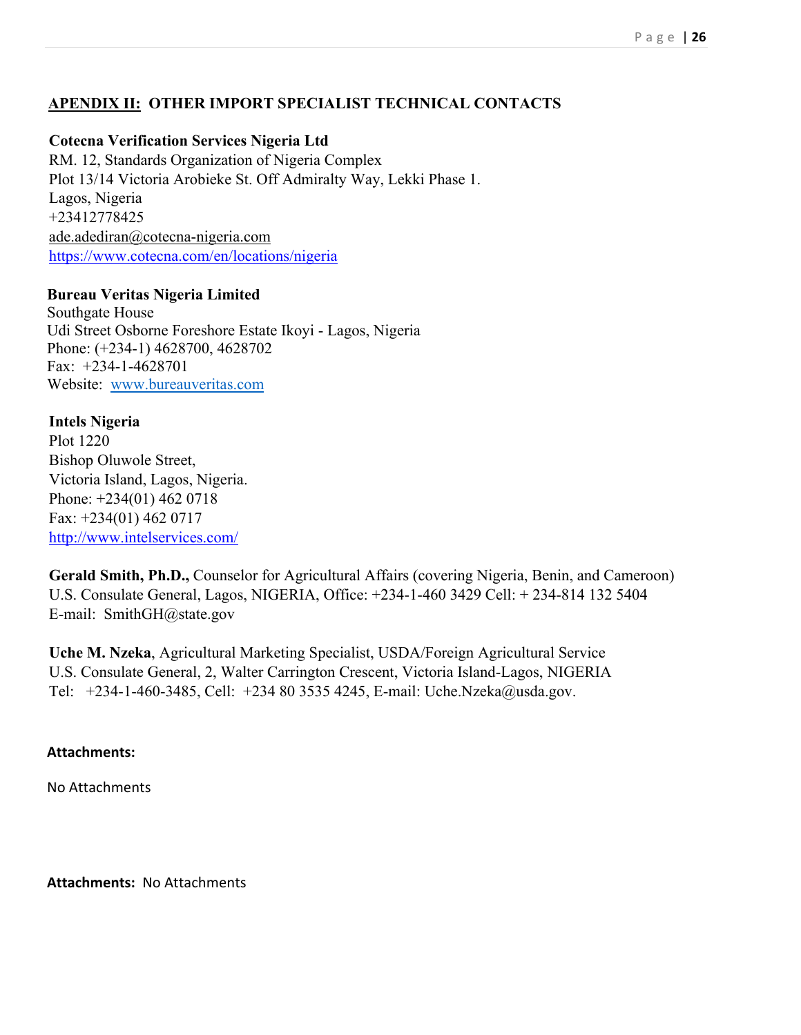## APENDIX II: OTHER IMPORT SPECIALIST TECHNICAL CONTACTS

**Cotecna Verification Services Nigeria Ltd**
RM. 12, Standards Organization of Nigeria Complex
Plot 13/14 Victoria Arobieke St. Off Admiralty Way, Lekki Phase 1.
Lagos, Nigeria
+23412778425
ade.adediran@cotecna-nigeria.com
https://www.cotecna.com/en/locations/nigeria

**Bureau Veritas Nigeria Limited**
Southgate House
Udi Street Osborne Foreshore Estate Ikoyi - Lagos, Nigeria
Phone: (+234-1) 4628700, 4628702
Fax: +234-1-4628701
Website: www.bureauveritas.com

**Intels Nigeria**
Plot 1220
Bishop Oluwole Street,
Victoria Island, Lagos, Nigeria.
Phone: +234(01) 462 0718
Fax: +234(01) 462 0717
http://www.intelservices.com/

**Gerald Smith, Ph.D.,** Counselor for Agricultural Affairs (covering Nigeria, Benin, and Cameroon)
U.S. Consulate General, Lagos, NIGERIA, Office: +234-1-460 3429 Cell: + 234-814 132 5404
E-mail: SmithGH@state.gov

**Uche M. Nzeka**, Agricultural Marketing Specialist, USDA/Foreign Agricultural Service
U.S. Consulate General, 2, Walter Carrington Crescent, Victoria Island-Lagos, NIGERIA
Tel: +234-1-460-3485, Cell: +234 80 3535 4245, E-mail: Uche.Nzeka@usda.gov.

**Attachments:**

No Attachments

**Attachments:** No Attachments